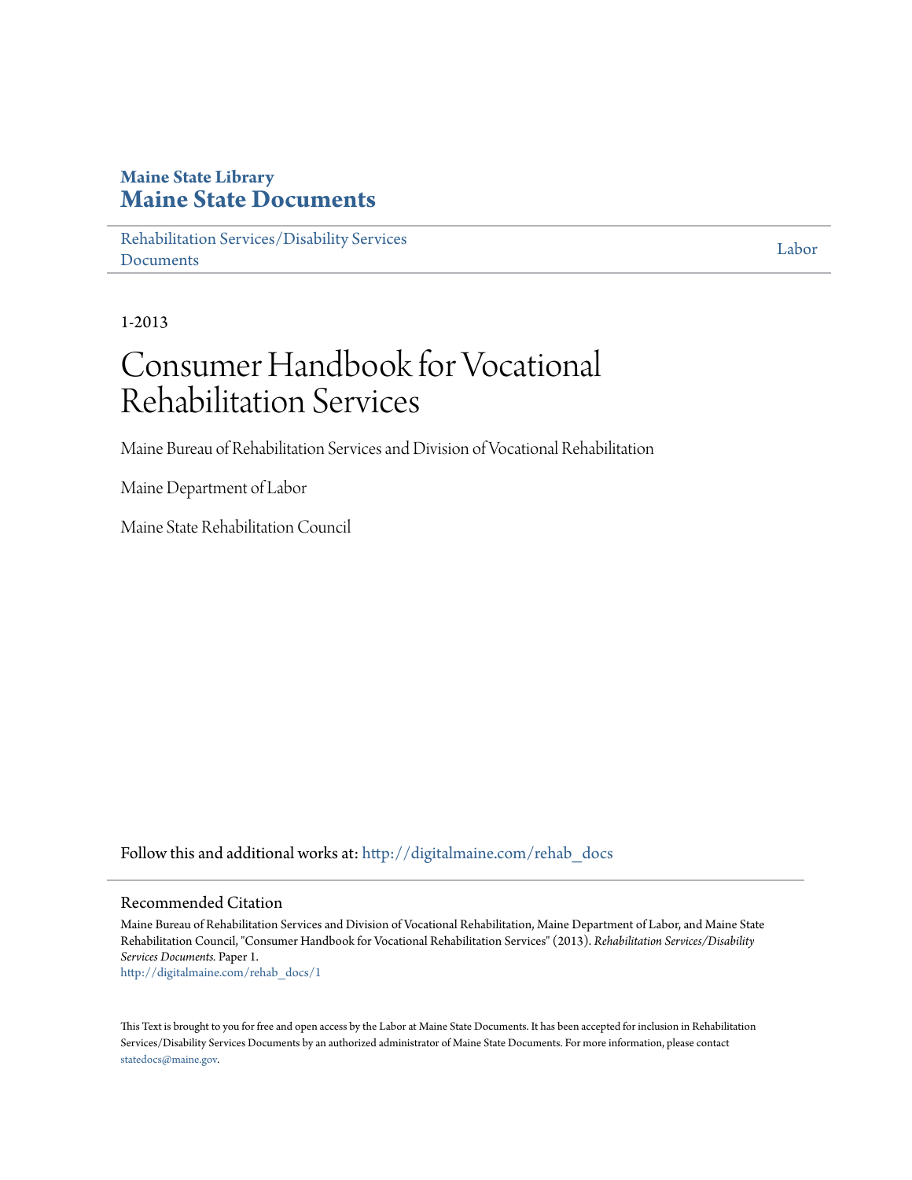**Maine State Library**

# Maine State Documents

Rehabilitation Services/Disability Services Documents | Labor

1-2013

# Consumer Handbook for Vocational Rehabilitation Services

Maine Bureau of Rehabilitation Services and Division of Vocational Rehabilitation

Maine Department of Labor

Maine State Rehabilitation Council

Follow this and additional works at: http://digitalmaine.com/rehab_docs

## Recommended Citation

Maine Bureau of Rehabilitation Services and Division of Vocational Rehabilitation, Maine Department of Labor, and Maine State Rehabilitation Council, "Consumer Handbook for Vocational Rehabilitation Services" (2013). *Rehabilitation Services/Disability Services Documents.* Paper 1.
http://digitalmaine.com/rehab_docs/1

This Text is brought to you for free and open access by the Labor at Maine State Documents. It has been accepted for inclusion in Rehabilitation Services/Disability Services Documents by an authorized administrator of Maine State Documents. For more information, please contact statedocs@maine.gov.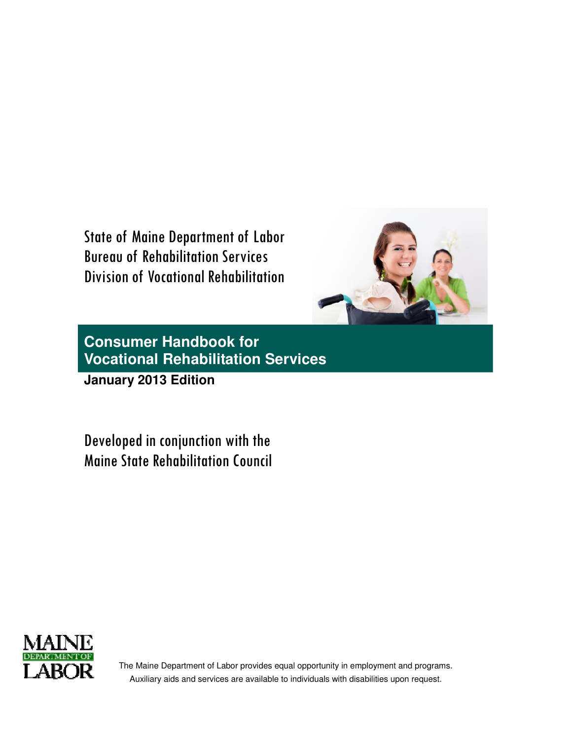State of Maine Department of Labor
Bureau of Rehabilitation Services
Division of Vocational Rehabilitation

# Consumer Handbook for Vocational Rehabilitation Services

**January 2013 Edition**

Developed in conjunction with the
Maine State Rehabilitation Council

MAINE DEPARTMENT OF LABOR

The Maine Department of Labor provides equal opportunity in employment and programs.
Auxiliary aids and services are available to individuals with disabilities upon request.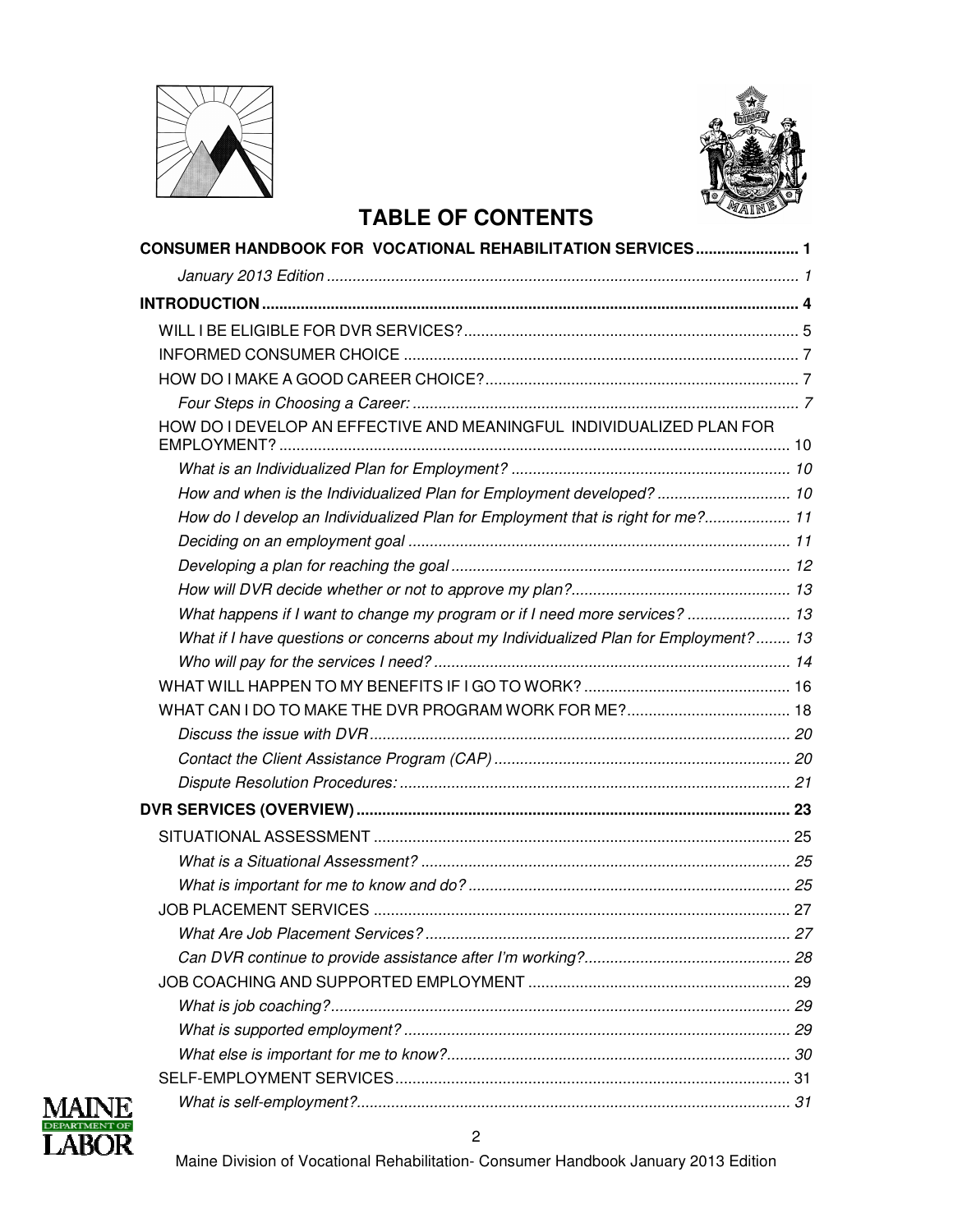# TABLE OF CONTENTS

**CONSUMER HANDBOOK FOR VOCATIONAL REHABILITATION SERVICES ........................ 1**

*January 2013 Edition ............................................................................................................ 1*

**INTRODUCTION ............................................................................................................ 4**

WILL I BE ELIGIBLE FOR DVR SERVICES? ............................................................................ 5

INFORMED CONSUMER CHOICE .......................................................................................... 7

HOW DO I MAKE A GOOD CAREER CHOICE? ........................................................................ 7

*Four Steps in Choosing a Career: ........................................................................................ 7*

HOW DO I DEVELOP AN EFFECTIVE AND MEANINGFUL INDIVIDUALIZED PLAN FOR EMPLOYMENT? ..................................................................................................... 10

*What is an Individualized Plan for Employment? ................................................................ 10*

*How and when is the Individualized Plan for Employment developed? ............................... 10*

*How do I develop an Individualized Plan for Employment that is right for me? .................... 11*

*Deciding on an employment goal ........................................................................................ 11*

*Developing a plan for reaching the goal .............................................................................. 12*

*How will DVR decide whether or not to approve my plan? .................................................. 13*

*What happens if I want to change my program or if I need more services? ........................ 13*

*What if I have questions or concerns about my Individualized Plan for Employment? ........ 13*

*Who will pay for the services I need? .................................................................................. 14*

WHAT WILL HAPPEN TO MY BENEFITS IF I GO TO WORK? ................................................ 16

WHAT CAN I DO TO MAKE THE DVR PROGRAM WORK FOR ME? ...................................... 18

*Discuss the issue with DVR ................................................................................................. 20*

*Contact the Client Assistance Program (CAP) .................................................................... 20*

*Dispute Resolution Procedures: .......................................................................................... 21*

**DVR SERVICES (OVERVIEW) ..................................................................................... 23**

SITUATIONAL ASSESSMENT ................................................................................................ 25

*What is a Situational Assessment? ..................................................................................... 25*

*What is important for me to know and do? .......................................................................... 25*

JOB PLACEMENT SERVICES ................................................................................................ 27

*What Are Job Placement Services? .................................................................................... 27*

*Can DVR continue to provide assistance after I'm working? ............................................... 28*

JOB COACHING AND SUPPORTED EMPLOYMENT ............................................................ 29

*What is job coaching? .......................................................................................................... 29*

*What is supported employment? ......................................................................................... 29*

*What else is important for me to know? ............................................................................... 30*

SELF-EMPLOYMENT SERVICES ........................................................................................... 31

*What is self-employment? .................................................................................................... 31*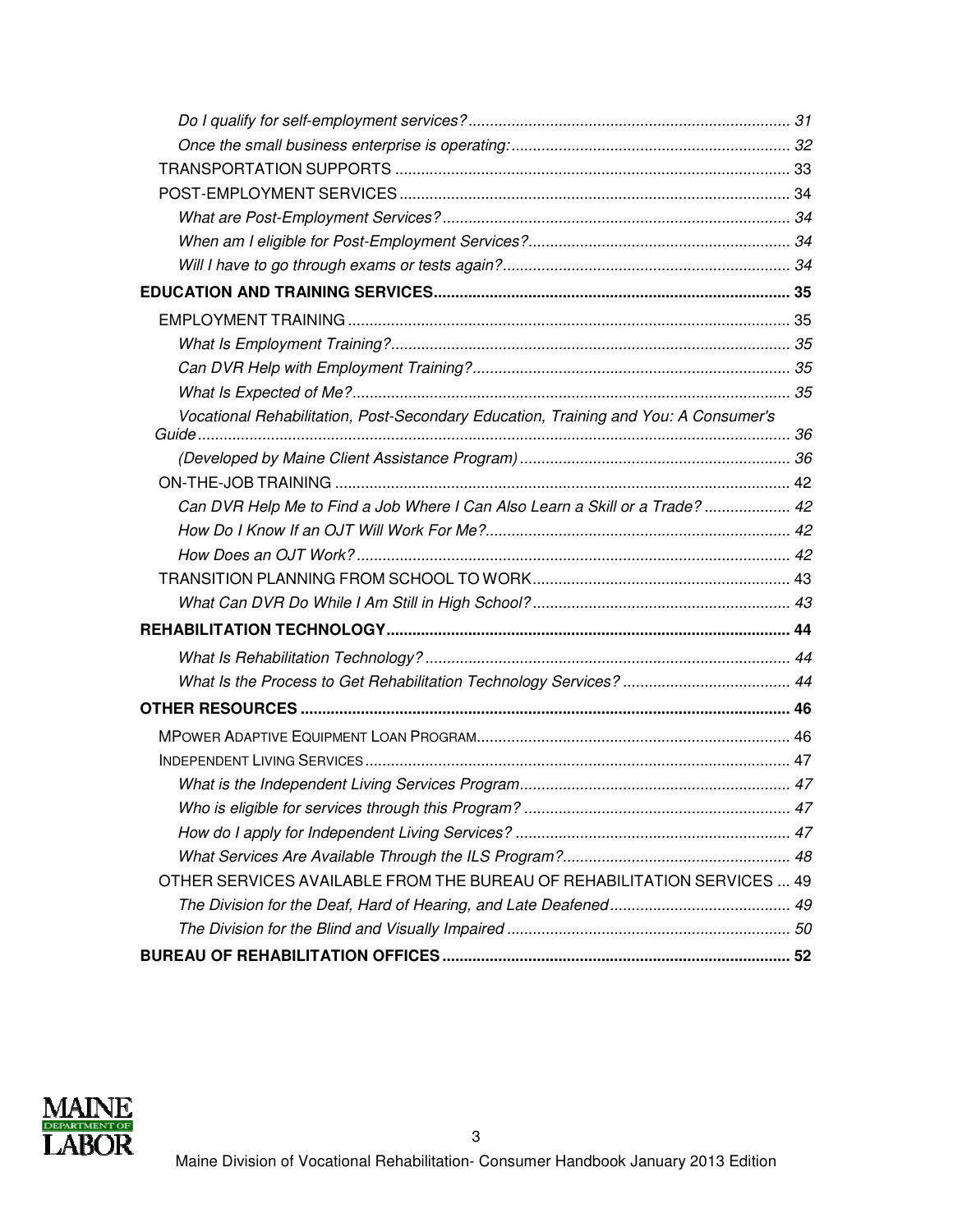*Do I qualify for self-employment services?* .......... 31

*Once the small business enterprise is operating:* .......... 32

TRANSPORTATION SUPPORTS .......... 33

POST-EMPLOYMENT SERVICES .......... 34

*What are Post-Employment Services?* .......... 34

*When am I eligible for Post-Employment Services?* .......... 34

*Will I have to go through exams or tests again?* .......... 34

**EDUCATION AND TRAINING SERVICES** .......... **35**

EMPLOYMENT TRAINING .......... 35

*What Is Employment Training?* .......... 35

*Can DVR Help with Employment Training?* .......... 35

*What Is Expected of Me?* .......... 35

*Vocational Rehabilitation, Post-Secondary Education, Training and You: A Consumer's Guide* .......... 36

*(Developed by Maine Client Assistance Program)* .......... 36

ON-THE-JOB TRAINING .......... 42

*Can DVR Help Me to Find a Job Where I Can Also Learn a Skill or a Trade?* .......... 42

*How Do I Know If an OJT Will Work For Me?* .......... 42

*How Does an OJT Work?* .......... 42

TRANSITION PLANNING FROM SCHOOL TO WORK .......... 43

*What Can DVR Do While I Am Still in High School?* .......... 43

**REHABILITATION TECHNOLOGY** .......... **44**

*What Is Rehabilitation Technology?* .......... 44

*What Is the Process to Get Rehabilitation Technology Services?* .......... 44

**OTHER RESOURCES** .......... **46**

MPOWER ADAPTIVE EQUIPMENT LOAN PROGRAM .......... 46

INDEPENDENT LIVING SERVICES .......... 47

*What is the Independent Living Services Program* .......... 47

*Who is eligible for services through this Program?* .......... 47

*How do I apply for Independent Living Services?* .......... 47

*What Services Are Available Through the ILS Program?* .......... 48

OTHER SERVICES AVAILABLE FROM THE BUREAU OF REHABILITATION SERVICES .......... 49

*The Division for the Deaf, Hard of Hearing, and Late Deafened* .......... 49

*The Division for the Blind and Visually Impaired* .......... 50

**BUREAU OF REHABILITATION OFFICES** .......... **52**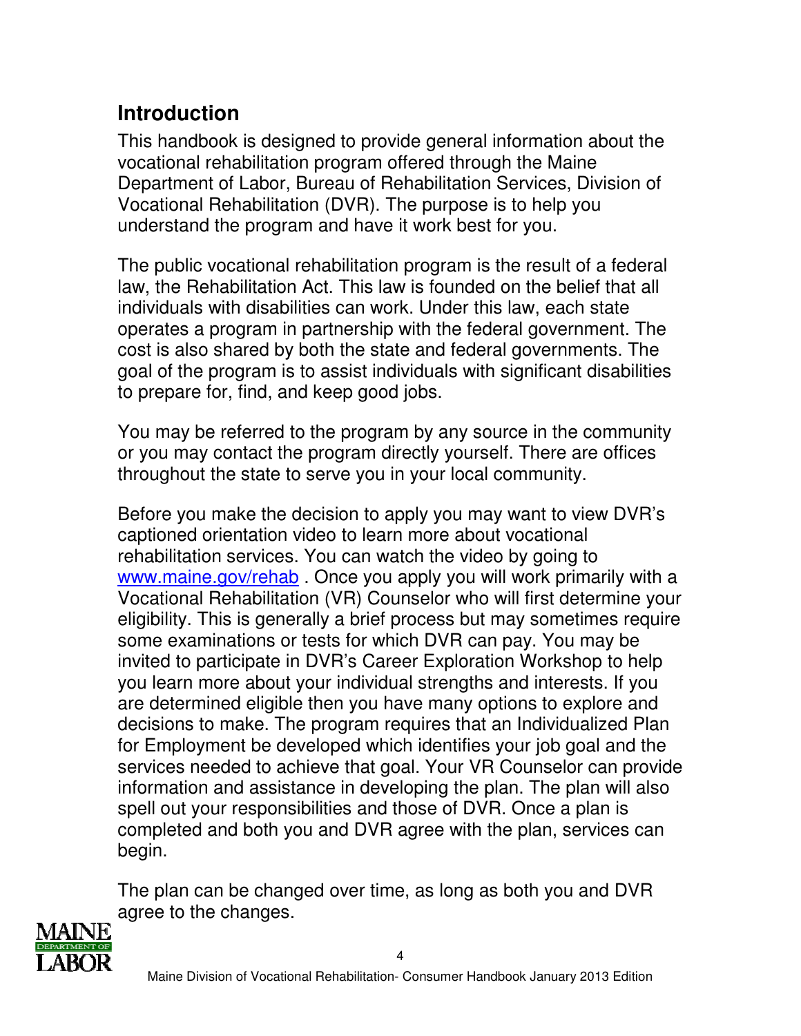## Introduction

This handbook is designed to provide general information about the vocational rehabilitation program offered through the Maine Department of Labor, Bureau of Rehabilitation Services, Division of Vocational Rehabilitation (DVR). The purpose is to help you understand the program and have it work best for you.

The public vocational rehabilitation program is the result of a federal law, the Rehabilitation Act. This law is founded on the belief that all individuals with disabilities can work. Under this law, each state operates a program in partnership with the federal government. The cost is also shared by both the state and federal governments. The goal of the program is to assist individuals with significant disabilities to prepare for, find, and keep good jobs.

You may be referred to the program by any source in the community or you may contact the program directly yourself. There are offices throughout the state to serve you in your local community.

Before you make the decision to apply you may want to view DVR's captioned orientation video to learn more about vocational rehabilitation services. You can watch the video by going to [www.maine.gov/rehab](http://www.maine.gov/rehab) . Once you apply you will work primarily with a Vocational Rehabilitation (VR) Counselor who will first determine your eligibility. This is generally a brief process but may sometimes require some examinations or tests for which DVR can pay. You may be invited to participate in DVR's Career Exploration Workshop to help you learn more about your individual strengths and interests. If you are determined eligible then you have many options to explore and decisions to make. The program requires that an Individualized Plan for Employment be developed which identifies your job goal and the services needed to achieve that goal. Your VR Counselor can provide information and assistance in developing the plan. The plan will also spell out your responsibilities and those of DVR. Once a plan is completed and both you and DVR agree with the plan, services can begin.

The plan can be changed over time, as long as both you and DVR agree to the changes.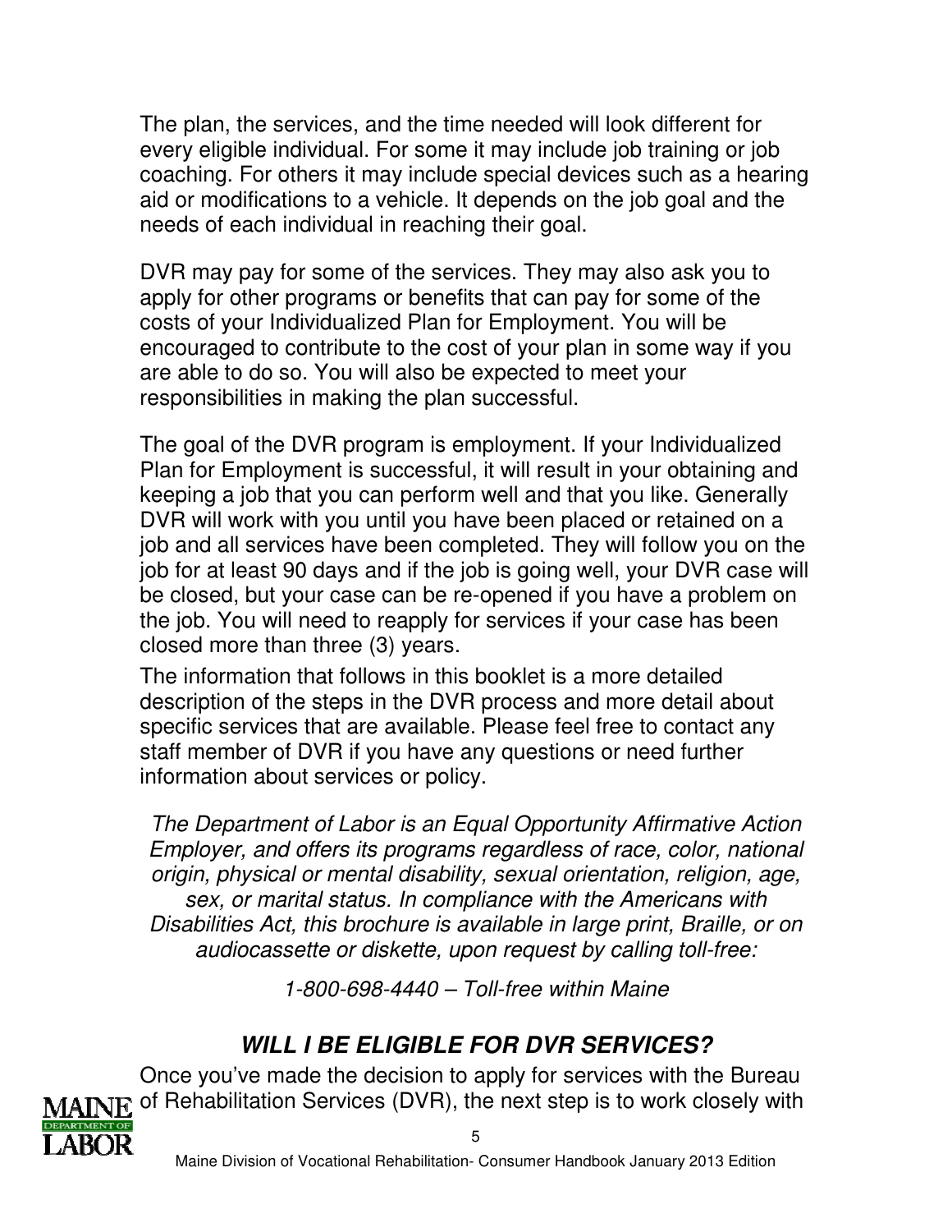The plan, the services, and the time needed will look different for every eligible individual. For some it may include job training or job coaching. For others it may include special devices such as a hearing aid or modifications to a vehicle. It depends on the job goal and the needs of each individual in reaching their goal.

DVR may pay for some of the services. They may also ask you to apply for other programs or benefits that can pay for some of the costs of your Individualized Plan for Employment. You will be encouraged to contribute to the cost of your plan in some way if you are able to do so. You will also be expected to meet your responsibilities in making the plan successful.

The goal of the DVR program is employment. If your Individualized Plan for Employment is successful, it will result in your obtaining and keeping a job that you can perform well and that you like. Generally DVR will work with you until you have been placed or retained on a job and all services have been completed. They will follow you on the job for at least 90 days and if the job is going well, your DVR case will be closed, but your case can be re-opened if you have a problem on the job. You will need to reapply for services if your case has been closed more than three (3) years.

The information that follows in this booklet is a more detailed description of the steps in the DVR process and more detail about specific services that are available. Please feel free to contact any staff member of DVR if you have any questions or need further information about services or policy.

*The Department of Labor is an Equal Opportunity Affirmative Action Employer, and offers its programs regardless of race, color, national origin, physical or mental disability, sexual orientation, religion, age, sex, or marital status. In compliance with the Americans with Disabilities Act, this brochure is available in large print, Braille, or on audiocassette or diskette, upon request by calling toll-free:*

*1-800-698-4440 – Toll-free within Maine*

## *WILL I BE ELIGIBLE FOR DVR SERVICES?*

Once you've made the decision to apply for services with the Bureau of Rehabilitation Services (DVR), the next step is to work closely with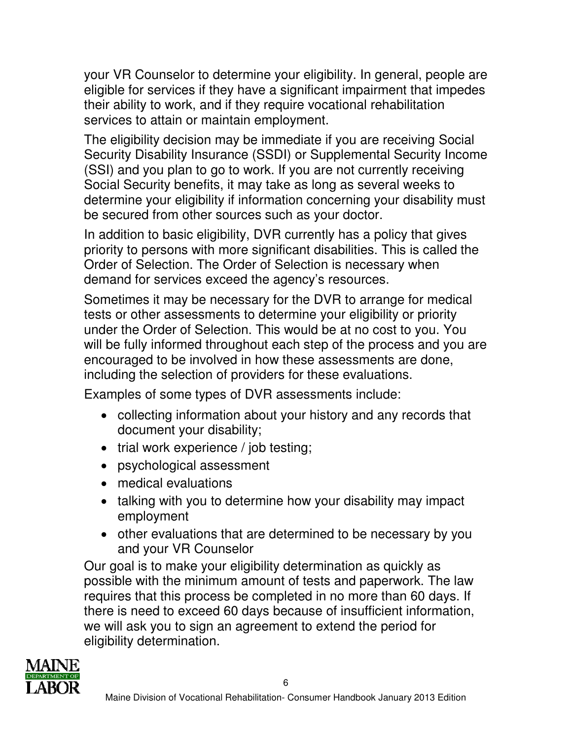your VR Counselor to determine your eligibility. In general, people are eligible for services if they have a significant impairment that impedes their ability to work, and if they require vocational rehabilitation services to attain or maintain employment.

The eligibility decision may be immediate if you are receiving Social Security Disability Insurance (SSDI) or Supplemental Security Income (SSI) and you plan to go to work. If you are not currently receiving Social Security benefits, it may take as long as several weeks to determine your eligibility if information concerning your disability must be secured from other sources such as your doctor.

In addition to basic eligibility, DVR currently has a policy that gives priority to persons with more significant disabilities. This is called the Order of Selection. The Order of Selection is necessary when demand for services exceed the agency's resources.

Sometimes it may be necessary for the DVR to arrange for medical tests or other assessments to determine your eligibility or priority under the Order of Selection. This would be at no cost to you. You will be fully informed throughout each step of the process and you are encouraged to be involved in how these assessments are done, including the selection of providers for these evaluations.

Examples of some types of DVR assessments include:

- collecting information about your history and any records that document your disability;
- trial work experience / job testing;
- psychological assessment
- medical evaluations
- talking with you to determine how your disability may impact employment
- other evaluations that are determined to be necessary by you and your VR Counselor

Our goal is to make your eligibility determination as quickly as possible with the minimum amount of tests and paperwork. The law requires that this process be completed in no more than 60 days. If there is need to exceed 60 days because of insufficient information, we will ask you to sign an agreement to extend the period for eligibility determination.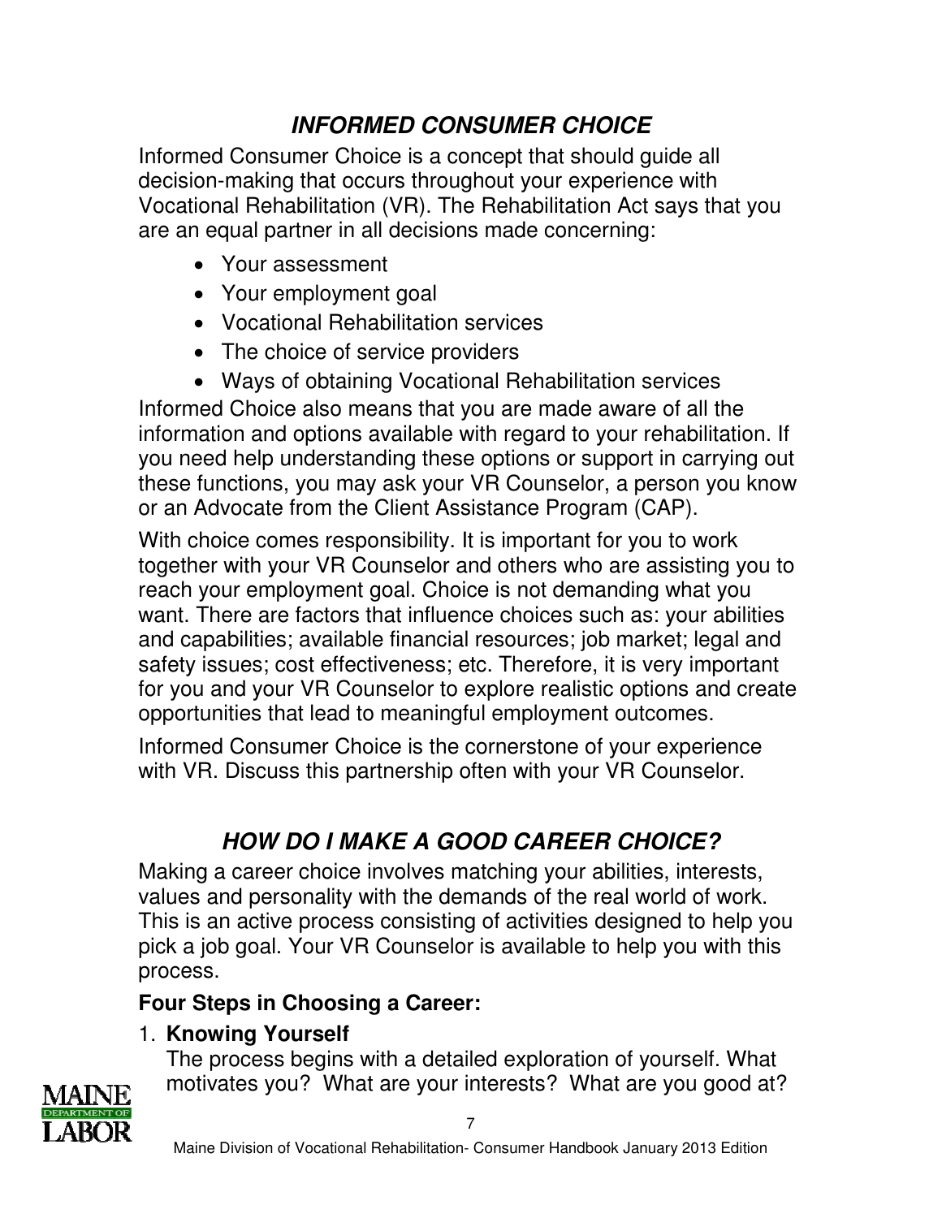## *INFORMED CONSUMER CHOICE*

Informed Consumer Choice is a concept that should guide all decision-making that occurs throughout your experience with Vocational Rehabilitation (VR). The Rehabilitation Act says that you are an equal partner in all decisions made concerning:

- Your assessment
- Your employment goal
- Vocational Rehabilitation services
- The choice of service providers
- Ways of obtaining Vocational Rehabilitation services

Informed Choice also means that you are made aware of all the information and options available with regard to your rehabilitation. If you need help understanding these options or support in carrying out these functions, you may ask your VR Counselor, a person you know or an Advocate from the Client Assistance Program (CAP).

With choice comes responsibility. It is important for you to work together with your VR Counselor and others who are assisting you to reach your employment goal. Choice is not demanding what you want. There are factors that influence choices such as: your abilities and capabilities; available financial resources; job market; legal and safety issues; cost effectiveness; etc. Therefore, it is very important for you and your VR Counselor to explore realistic options and create opportunities that lead to meaningful employment outcomes.

Informed Consumer Choice is the cornerstone of your experience with VR. Discuss this partnership often with your VR Counselor.

## *HOW DO I MAKE A GOOD CAREER CHOICE?*

Making a career choice involves matching your abilities, interests, values and personality with the demands of the real world of work. This is an active process consisting of activities designed to help you pick a job goal. Your VR Counselor is available to help you with this process.

**Four Steps in Choosing a Career:**

1. **Knowing Yourself**
   The process begins with a detailed exploration of yourself. What motivates you? What are your interests? What are you good at?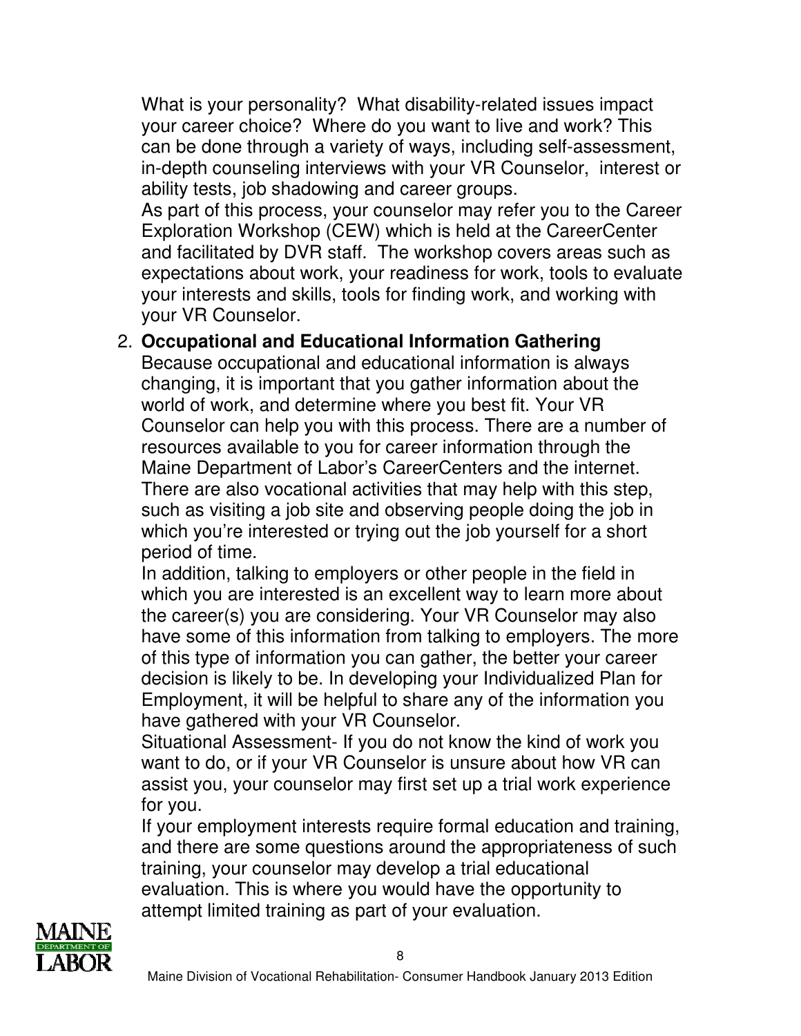What is your personality? What disability-related issues impact your career choice? Where do you want to live and work? This can be done through a variety of ways, including self-assessment, in-depth counseling interviews with your VR Counselor, interest or ability tests, job shadowing and career groups.

As part of this process, your counselor may refer you to the Career Exploration Workshop (CEW) which is held at the CareerCenter and facilitated by DVR staff. The workshop covers areas such as expectations about work, your readiness for work, tools to evaluate your interests and skills, tools for finding work, and working with your VR Counselor.

2. **Occupational and Educational Information Gathering**

   Because occupational and educational information is always changing, it is important that you gather information about the world of work, and determine where you best fit. Your VR Counselor can help you with this process. There are a number of resources available to you for career information through the Maine Department of Labor's CareerCenters and the internet. There are also vocational activities that may help with this step, such as visiting a job site and observing people doing the job in which you're interested or trying out the job yourself for a short period of time.

   In addition, talking to employers or other people in the field in which you are interested is an excellent way to learn more about the career(s) you are considering. Your VR Counselor may also have some of this information from talking to employers. The more of this type of information you can gather, the better your career decision is likely to be. In developing your Individualized Plan for Employment, it will be helpful to share any of the information you have gathered with your VR Counselor.

   Situational Assessment- If you do not know the kind of work you want to do, or if your VR Counselor is unsure about how VR can assist you, your counselor may first set up a trial work experience for you.

   If your employment interests require formal education and training, and there are some questions around the appropriateness of such training, your counselor may develop a trial educational evaluation. This is where you would have the opportunity to attempt limited training as part of your evaluation.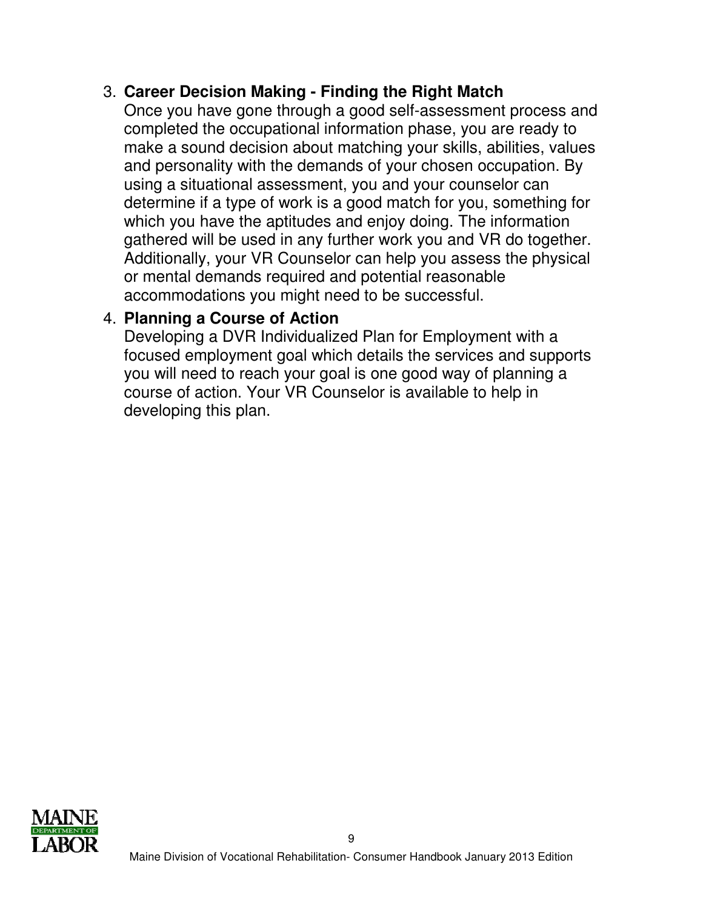3. **Career Decision Making - Finding the Right Match**
   Once you have gone through a good self-assessment process and completed the occupational information phase, you are ready to make a sound decision about matching your skills, abilities, values and personality with the demands of your chosen occupation. By using a situational assessment, you and your counselor can determine if a type of work is a good match for you, something for which you have the aptitudes and enjoy doing. The information gathered will be used in any further work you and VR do together. Additionally, your VR Counselor can help you assess the physical or mental demands required and potential reasonable accommodations you might need to be successful.

4. **Planning a Course of Action**
   Developing a DVR Individualized Plan for Employment with a focused employment goal which details the services and supports you will need to reach your goal is one good way of planning a course of action. Your VR Counselor is available to help in developing this plan.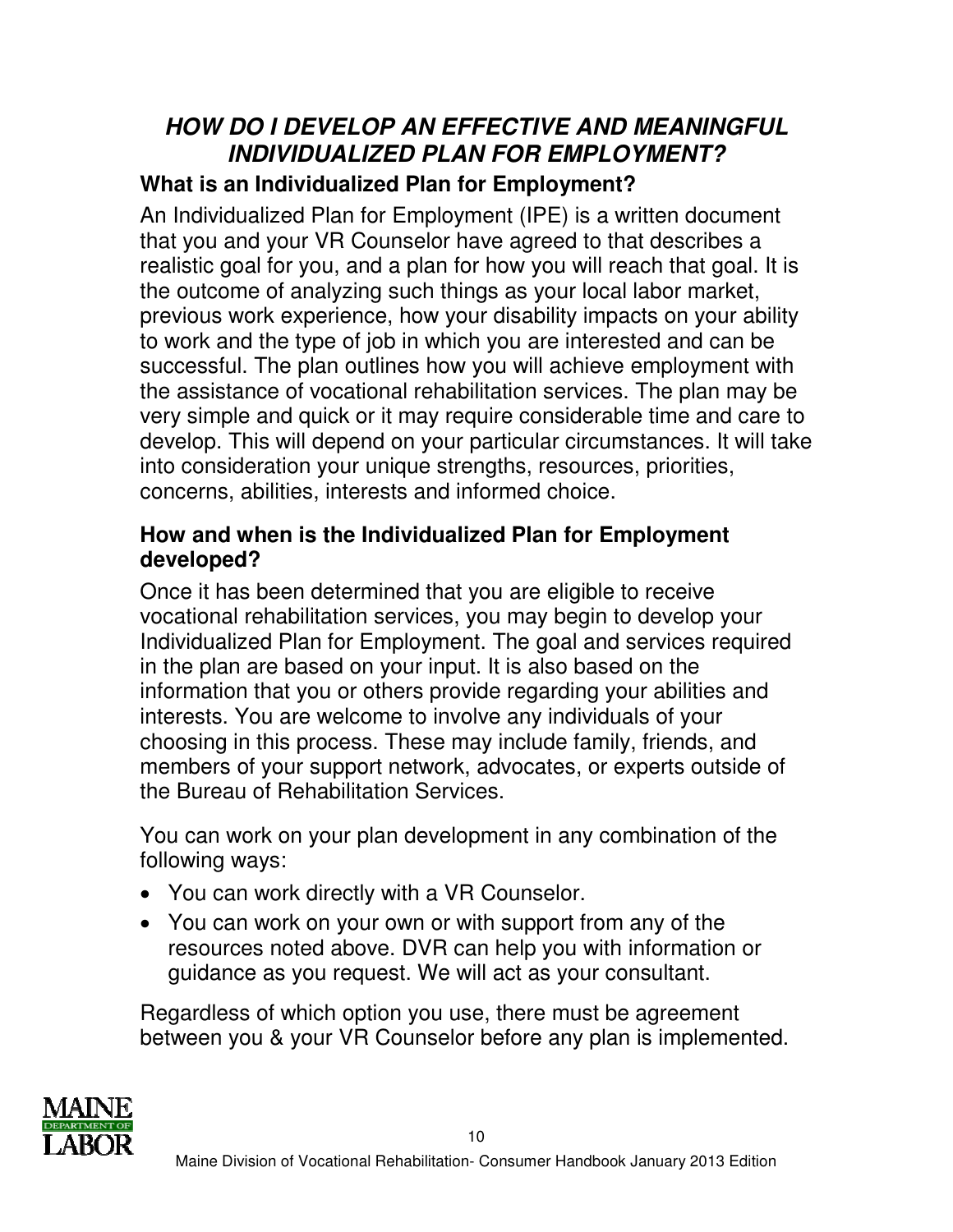## *HOW DO I DEVELOP AN EFFECTIVE AND MEANINGFUL INDIVIDUALIZED PLAN FOR EMPLOYMENT?*

### What is an Individualized Plan for Employment?

An Individualized Plan for Employment (IPE) is a written document that you and your VR Counselor have agreed to that describes a realistic goal for you, and a plan for how you will reach that goal. It is the outcome of analyzing such things as your local labor market, previous work experience, how your disability impacts on your ability to work and the type of job in which you are interested and can be successful. The plan outlines how you will achieve employment with the assistance of vocational rehabilitation services. The plan may be very simple and quick or it may require considerable time and care to develop. This will depend on your particular circumstances. It will take into consideration your unique strengths, resources, priorities, concerns, abilities, interests and informed choice.

### How and when is the Individualized Plan for Employment developed?

Once it has been determined that you are eligible to receive vocational rehabilitation services, you may begin to develop your Individualized Plan for Employment. The goal and services required in the plan are based on your input. It is also based on the information that you or others provide regarding your abilities and interests. You are welcome to involve any individuals of your choosing in this process. These may include family, friends, and members of your support network, advocates, or experts outside of the Bureau of Rehabilitation Services.

You can work on your plan development in any combination of the following ways:

- You can work directly with a VR Counselor.
- You can work on your own or with support from any of the resources noted above. DVR can help you with information or guidance as you request. We will act as your consultant.

Regardless of which option you use, there must be agreement between you & your VR Counselor before any plan is implemented.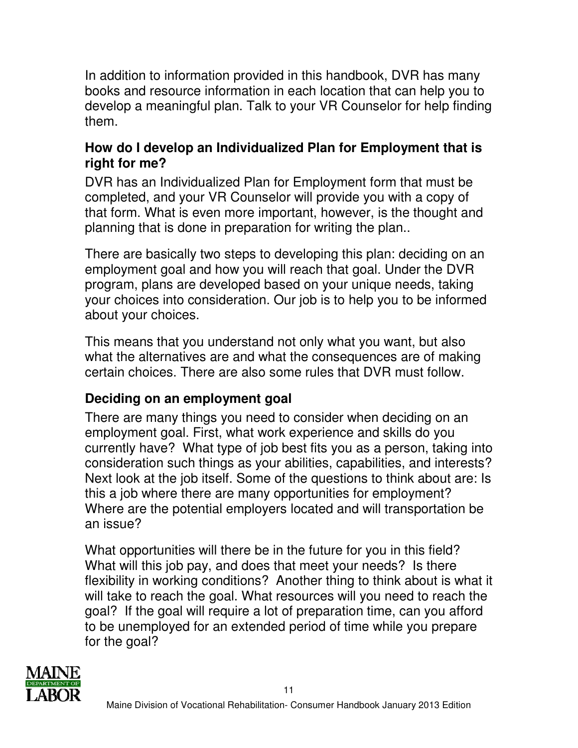In addition to information provided in this handbook, DVR has many books and resource information in each location that can help you to develop a meaningful plan. Talk to your VR Counselor for help finding them.

### How do I develop an Individualized Plan for Employment that is right for me?

DVR has an Individualized Plan for Employment form that must be completed, and your VR Counselor will provide you with a copy of that form. What is even more important, however, is the thought and planning that is done in preparation for writing the plan..

There are basically two steps to developing this plan: deciding on an employment goal and how you will reach that goal. Under the DVR program, plans are developed based on your unique needs, taking your choices into consideration. Our job is to help you to be informed about your choices.

This means that you understand not only what you want, but also what the alternatives are and what the consequences are of making certain choices. There are also some rules that DVR must follow.

### Deciding on an employment goal

There are many things you need to consider when deciding on an employment goal. First, what work experience and skills do you currently have? What type of job best fits you as a person, taking into consideration such things as your abilities, capabilities, and interests? Next look at the job itself. Some of the questions to think about are: Is this a job where there are many opportunities for employment? Where are the potential employers located and will transportation be an issue?

What opportunities will there be in the future for you in this field? What will this job pay, and does that meet your needs? Is there flexibility in working conditions? Another thing to think about is what it will take to reach the goal. What resources will you need to reach the goal? If the goal will require a lot of preparation time, can you afford to be unemployed for an extended period of time while you prepare for the goal?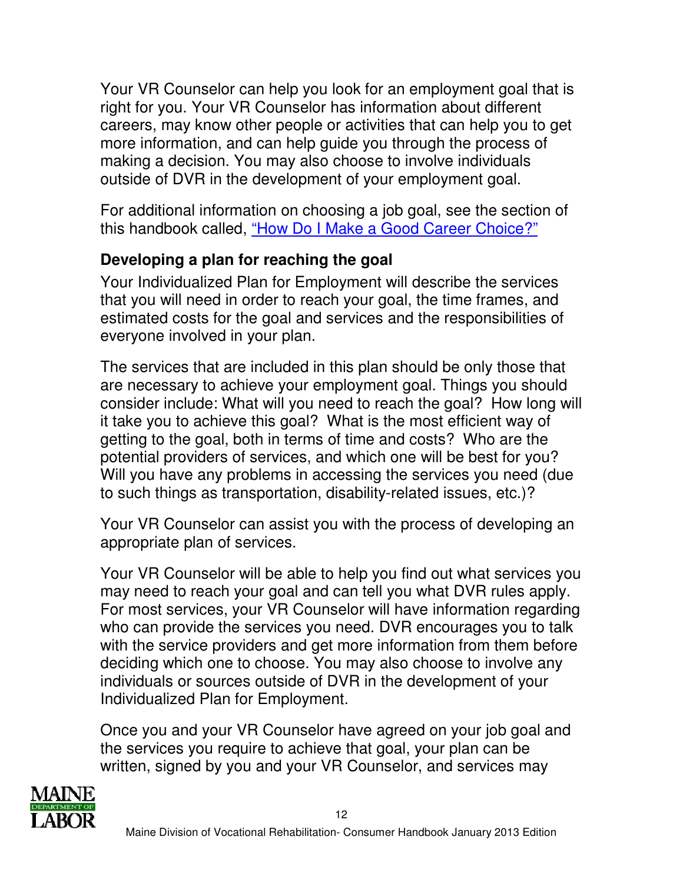Your VR Counselor can help you look for an employment goal that is right for you. Your VR Counselor has information about different careers, may know other people or activities that can help you to get more information, and can help guide you through the process of making a decision. You may also choose to involve individuals outside of DVR in the development of your employment goal.

For additional information on choosing a job goal, see the section of this handbook called, "How Do I Make a Good Career Choice?"

### Developing a plan for reaching the goal

Your Individualized Plan for Employment will describe the services that you will need in order to reach your goal, the time frames, and estimated costs for the goal and services and the responsibilities of everyone involved in your plan.

The services that are included in this plan should be only those that are necessary to achieve your employment goal. Things you should consider include: What will you need to reach the goal? How long will it take you to achieve this goal? What is the most efficient way of getting to the goal, both in terms of time and costs? Who are the potential providers of services, and which one will be best for you? Will you have any problems in accessing the services you need (due to such things as transportation, disability-related issues, etc.)?

Your VR Counselor can assist you with the process of developing an appropriate plan of services.

Your VR Counselor will be able to help you find out what services you may need to reach your goal and can tell you what DVR rules apply. For most services, your VR Counselor will have information regarding who can provide the services you need. DVR encourages you to talk with the service providers and get more information from them before deciding which one to choose. You may also choose to involve any individuals or sources outside of DVR in the development of your Individualized Plan for Employment.

Once you and your VR Counselor have agreed on your job goal and the services you require to achieve that goal, your plan can be written, signed by you and your VR Counselor, and services may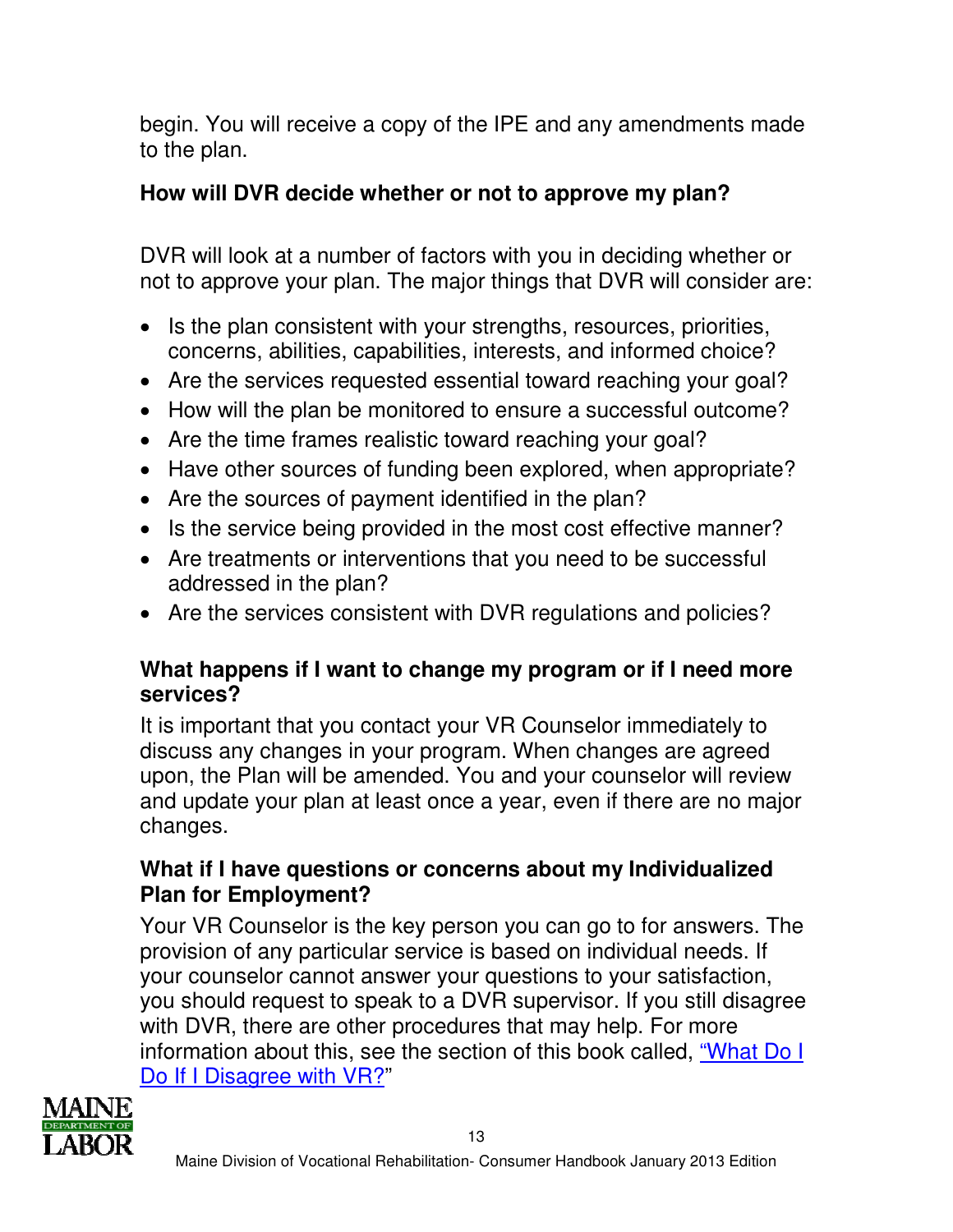begin. You will receive a copy of the IPE and any amendments made to the plan.

### How will DVR decide whether or not to approve my plan?

DVR will look at a number of factors with you in deciding whether or not to approve your plan. The major things that DVR will consider are:

- Is the plan consistent with your strengths, resources, priorities, concerns, abilities, capabilities, interests, and informed choice?
- Are the services requested essential toward reaching your goal?
- How will the plan be monitored to ensure a successful outcome?
- Are the time frames realistic toward reaching your goal?
- Have other sources of funding been explored, when appropriate?
- Are the sources of payment identified in the plan?
- Is the service being provided in the most cost effective manner?
- Are treatments or interventions that you need to be successful addressed in the plan?
- Are the services consistent with DVR regulations and policies?

### What happens if I want to change my program or if I need more services?

It is important that you contact your VR Counselor immediately to discuss any changes in your program. When changes are agreed upon, the Plan will be amended. You and your counselor will review and update your plan at least once a year, even if there are no major changes.

### What if I have questions or concerns about my Individualized Plan for Employment?

Your VR Counselor is the key person you can go to for answers. The provision of any particular service is based on individual needs. If your counselor cannot answer your questions to your satisfaction, you should request to speak to a DVR supervisor. If you still disagree with DVR, there are other procedures that may help. For more information about this, see the section of this book called, "What Do I Do If I Disagree with VR?"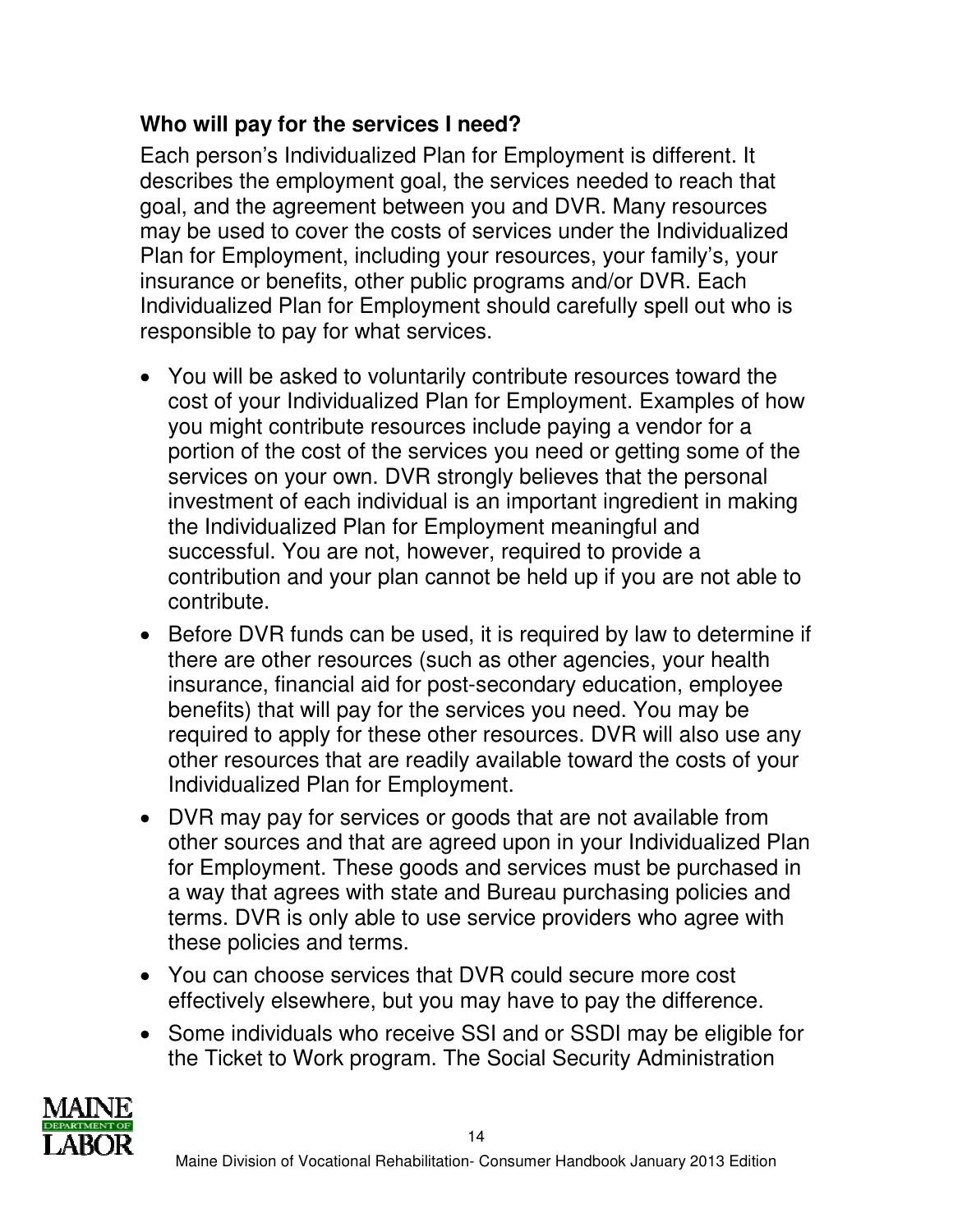### Who will pay for the services I need?

Each person's Individualized Plan for Employment is different. It describes the employment goal, the services needed to reach that goal, and the agreement between you and DVR. Many resources may be used to cover the costs of services under the Individualized Plan for Employment, including your resources, your family's, your insurance or benefits, other public programs and/or DVR. Each Individualized Plan for Employment should carefully spell out who is responsible to pay for what services.

- You will be asked to voluntarily contribute resources toward the cost of your Individualized Plan for Employment. Examples of how you might contribute resources include paying a vendor for a portion of the cost of the services you need or getting some of the services on your own. DVR strongly believes that the personal investment of each individual is an important ingredient in making the Individualized Plan for Employment meaningful and successful. You are not, however, required to provide a contribution and your plan cannot be held up if you are not able to contribute.
- Before DVR funds can be used, it is required by law to determine if there are other resources (such as other agencies, your health insurance, financial aid for post-secondary education, employee benefits) that will pay for the services you need. You may be required to apply for these other resources. DVR will also use any other resources that are readily available toward the costs of your Individualized Plan for Employment.
- DVR may pay for services or goods that are not available from other sources and that are agreed upon in your Individualized Plan for Employment. These goods and services must be purchased in a way that agrees with state and Bureau purchasing policies and terms. DVR is only able to use service providers who agree with these policies and terms.
- You can choose services that DVR could secure more cost effectively elsewhere, but you may have to pay the difference.
- Some individuals who receive SSI and or SSDI may be eligible for the Ticket to Work program. The Social Security Administration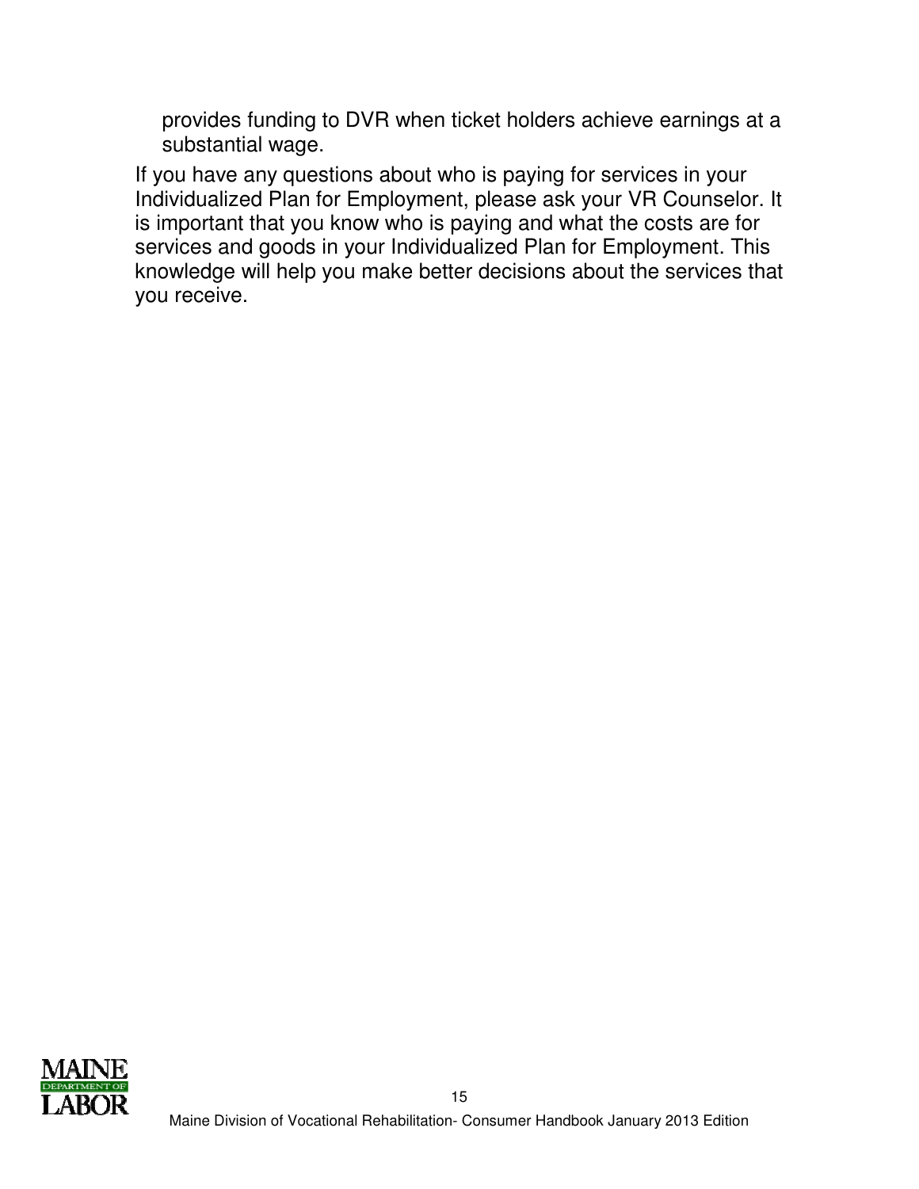provides funding to DVR when ticket holders achieve earnings at a substantial wage.

If you have any questions about who is paying for services in your Individualized Plan for Employment, please ask your VR Counselor. It is important that you know who is paying and what the costs are for services and goods in your Individualized Plan for Employment. This knowledge will help you make better decisions about the services that you receive.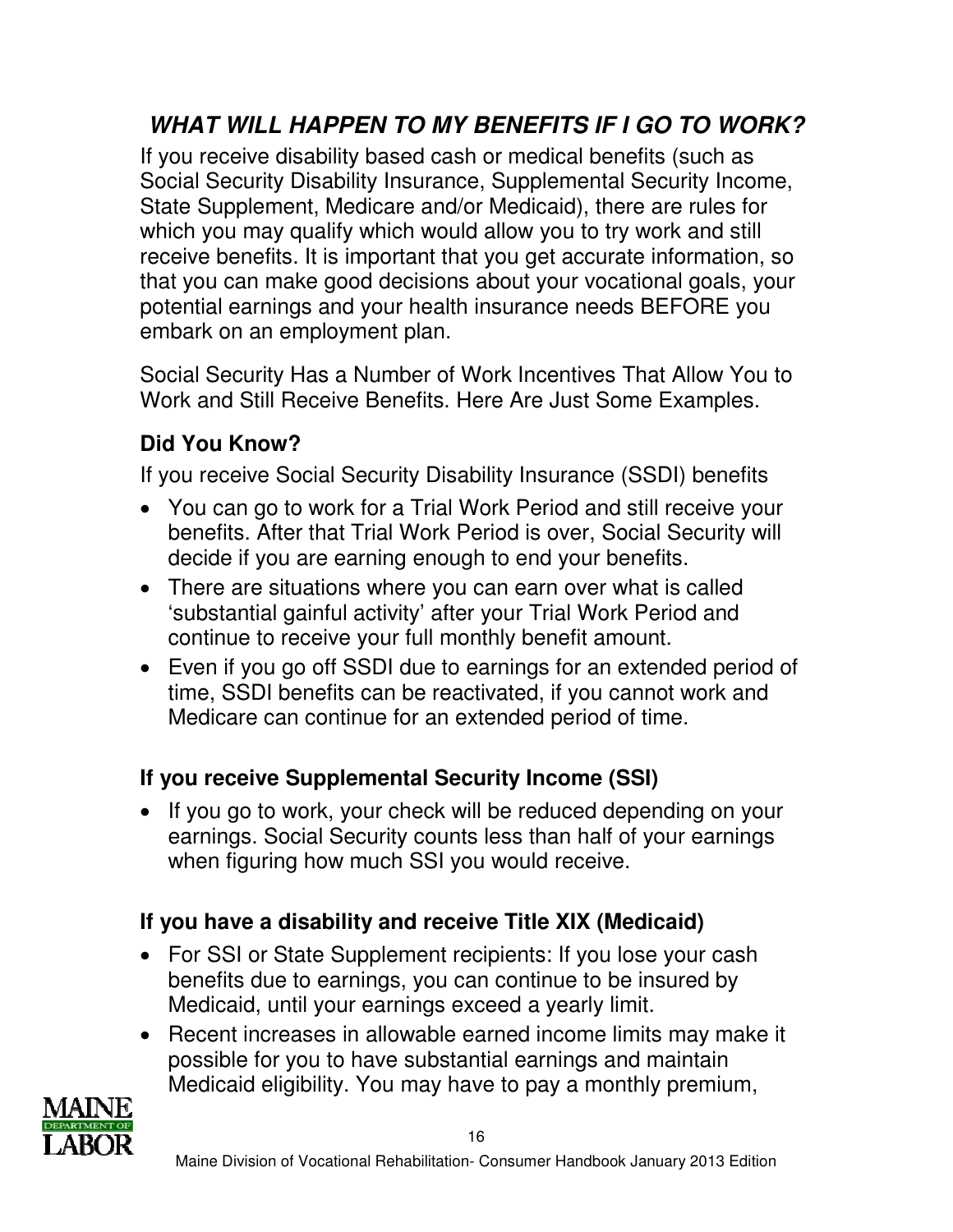## *WHAT WILL HAPPEN TO MY BENEFITS IF I GO TO WORK?*

If you receive disability based cash or medical benefits (such as Social Security Disability Insurance, Supplemental Security Income, State Supplement, Medicare and/or Medicaid), there are rules for which you may qualify which would allow you to try work and still receive benefits. It is important that you get accurate information, so that you can make good decisions about your vocational goals, your potential earnings and your health insurance needs BEFORE you embark on an employment plan.

Social Security Has a Number of Work Incentives That Allow You to Work and Still Receive Benefits. Here Are Just Some Examples.

### Did You Know?

If you receive Social Security Disability Insurance (SSDI) benefits

- You can go to work for a Trial Work Period and still receive your benefits. After that Trial Work Period is over, Social Security will decide if you are earning enough to end your benefits.
- There are situations where you can earn over what is called 'substantial gainful activity' after your Trial Work Period and continue to receive your full monthly benefit amount.
- Even if you go off SSDI due to earnings for an extended period of time, SSDI benefits can be reactivated, if you cannot work and Medicare can continue for an extended period of time.

### If you receive Supplemental Security Income (SSI)

- If you go to work, your check will be reduced depending on your earnings. Social Security counts less than half of your earnings when figuring how much SSI you would receive.

### If you have a disability and receive Title XIX (Medicaid)

- For SSI or State Supplement recipients: If you lose your cash benefits due to earnings, you can continue to be insured by Medicaid, until your earnings exceed a yearly limit.
- Recent increases in allowable earned income limits may make it possible for you to have substantial earnings and maintain Medicaid eligibility. You may have to pay a monthly premium,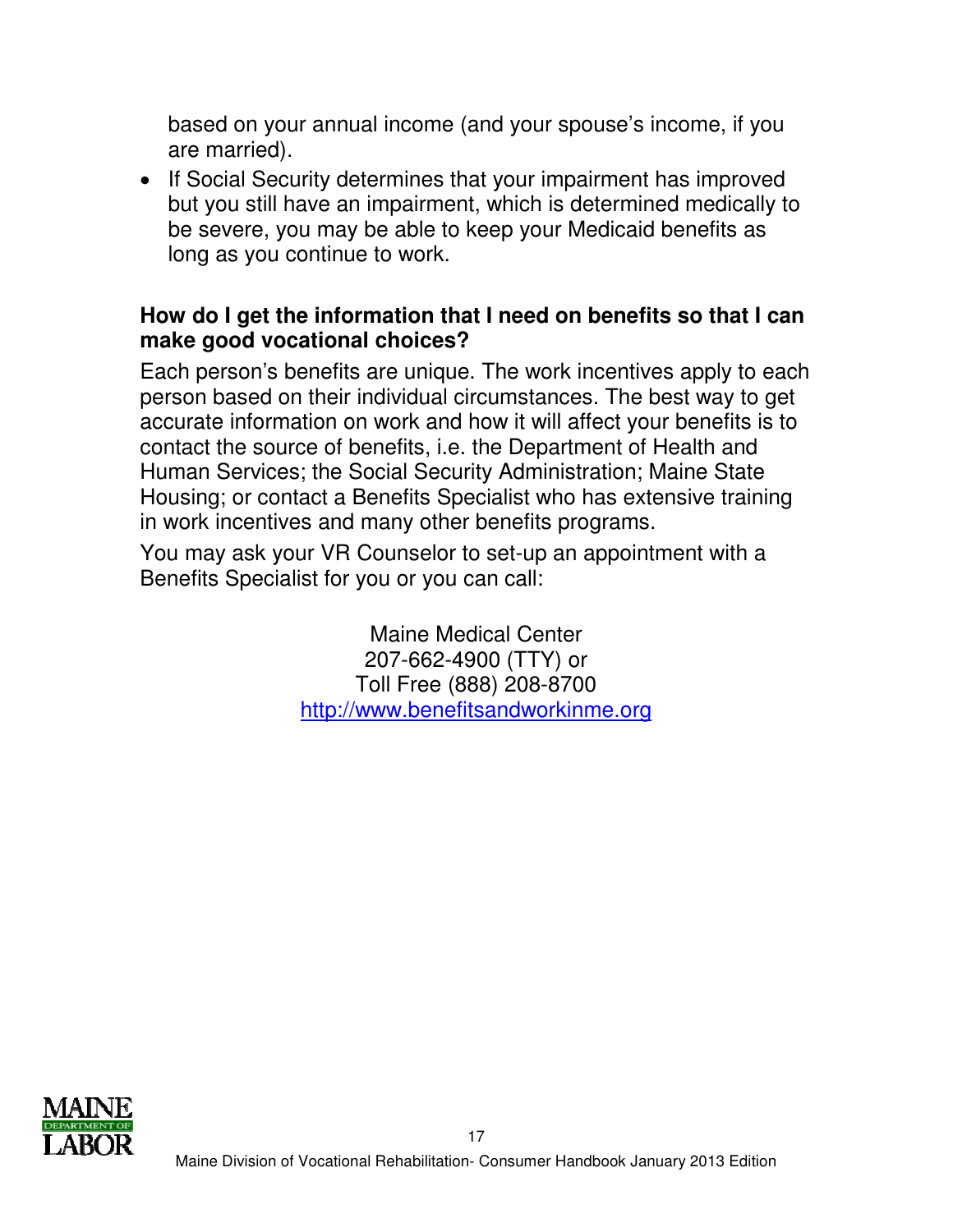based on your annual income (and your spouse's income, if you are married).

- If Social Security determines that your impairment has improved but you still have an impairment, which is determined medically to be severe, you may be able to keep your Medicaid benefits as long as you continue to work.

**How do I get the information that I need on benefits so that I can make good vocational choices?**

Each person's benefits are unique. The work incentives apply to each person based on their individual circumstances. The best way to get accurate information on work and how it will affect your benefits is to contact the source of benefits, i.e. the Department of Health and Human Services; the Social Security Administration; Maine State Housing; or contact a Benefits Specialist who has extensive training in work incentives and many other benefits programs.

You may ask your VR Counselor to set-up an appointment with a Benefits Specialist for you or you can call:

Maine Medical Center
207-662-4900 (TTY) or
Toll Free (888) 208-8700
http://www.benefitsandworkinme.org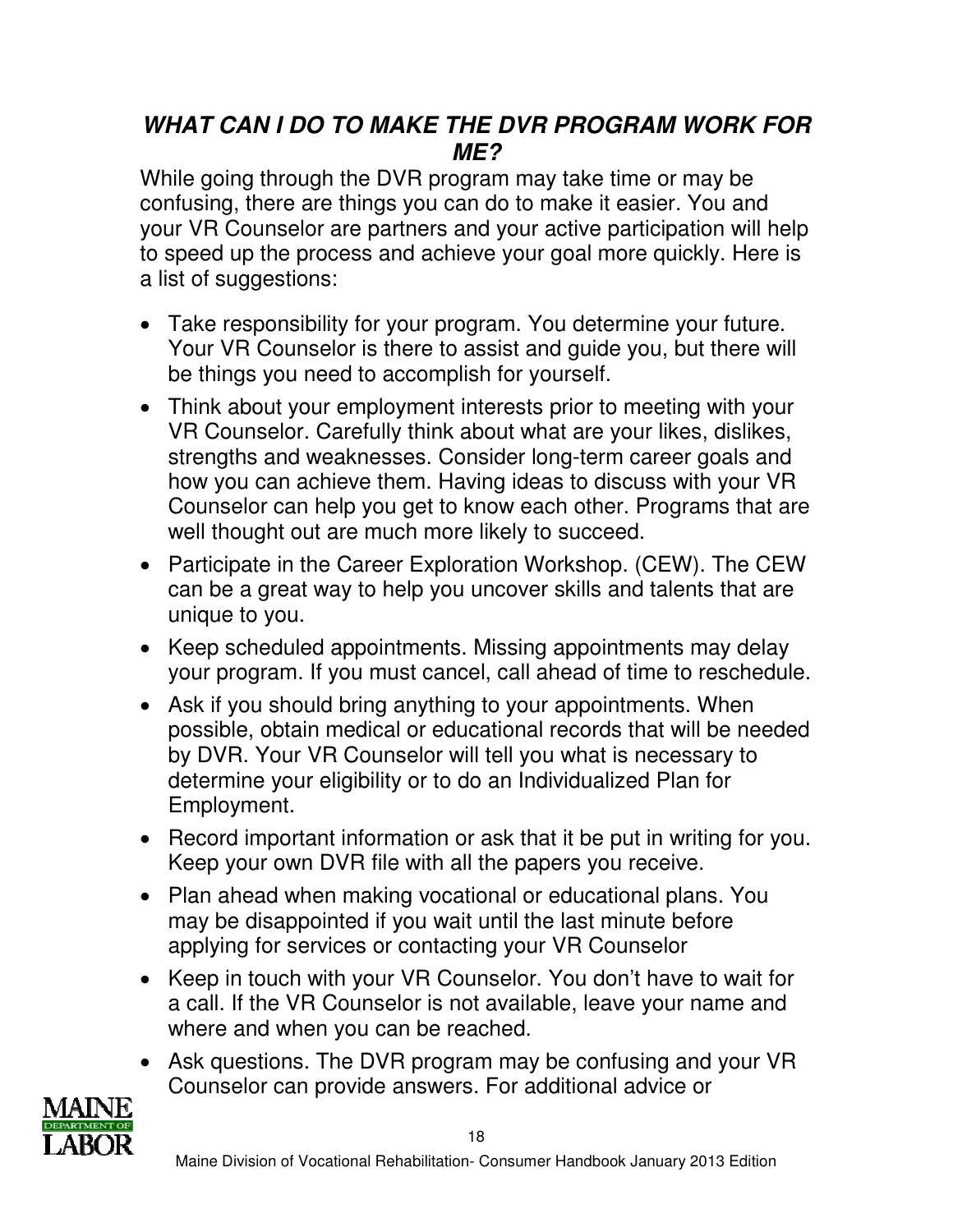## *WHAT CAN I DO TO MAKE THE DVR PROGRAM WORK FOR ME?*

While going through the DVR program may take time or may be confusing, there are things you can do to make it easier. You and your VR Counselor are partners and your active participation will help to speed up the process and achieve your goal more quickly. Here is a list of suggestions:

- Take responsibility for your program. You determine your future. Your VR Counselor is there to assist and guide you, but there will be things you need to accomplish for yourself.
- Think about your employment interests prior to meeting with your VR Counselor. Carefully think about what are your likes, dislikes, strengths and weaknesses. Consider long-term career goals and how you can achieve them. Having ideas to discuss with your VR Counselor can help you get to know each other. Programs that are well thought out are much more likely to succeed.
- Participate in the Career Exploration Workshop. (CEW). The CEW can be a great way to help you uncover skills and talents that are unique to you.
- Keep scheduled appointments. Missing appointments may delay your program. If you must cancel, call ahead of time to reschedule.
- Ask if you should bring anything to your appointments. When possible, obtain medical or educational records that will be needed by DVR. Your VR Counselor will tell you what is necessary to determine your eligibility or to do an Individualized Plan for Employment.
- Record important information or ask that it be put in writing for you. Keep your own DVR file with all the papers you receive.
- Plan ahead when making vocational or educational plans. You may be disappointed if you wait until the last minute before applying for services or contacting your VR Counselor
- Keep in touch with your VR Counselor. You don't have to wait for a call. If the VR Counselor is not available, leave your name and where and when you can be reached.
- Ask questions. The DVR program may be confusing and your VR Counselor can provide answers. For additional advice or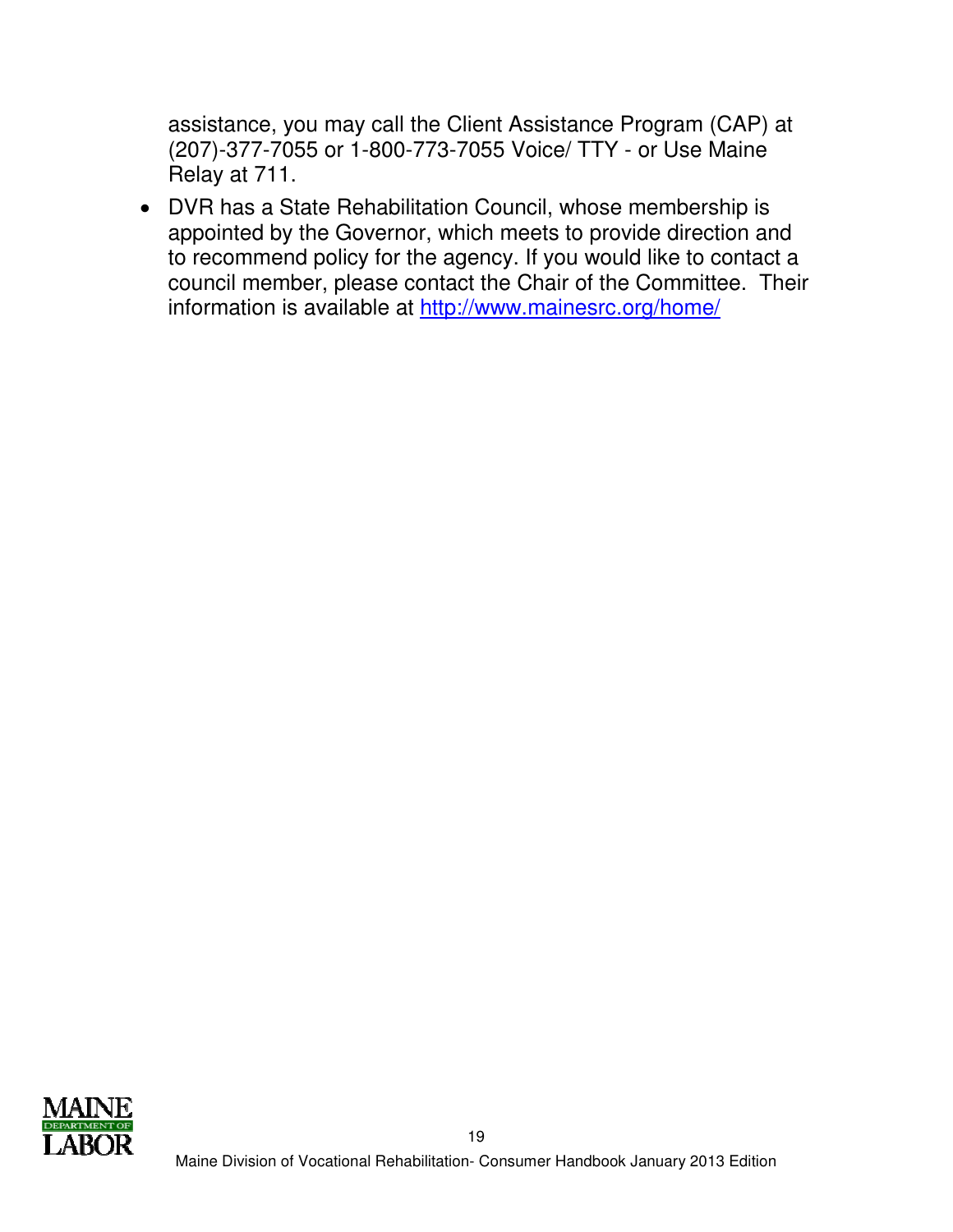assistance, you may call the Client Assistance Program (CAP) at (207)-377-7055 or 1-800-773-7055 Voice/ TTY - or Use Maine Relay at 711.

- DVR has a State Rehabilitation Council, whose membership is appointed by the Governor, which meets to provide direction and to recommend policy for the agency. If you would like to contact a council member, please contact the Chair of the Committee. Their information is available at [http://www.mainesrc.org/home/](http://www.mainesrc.org/home/)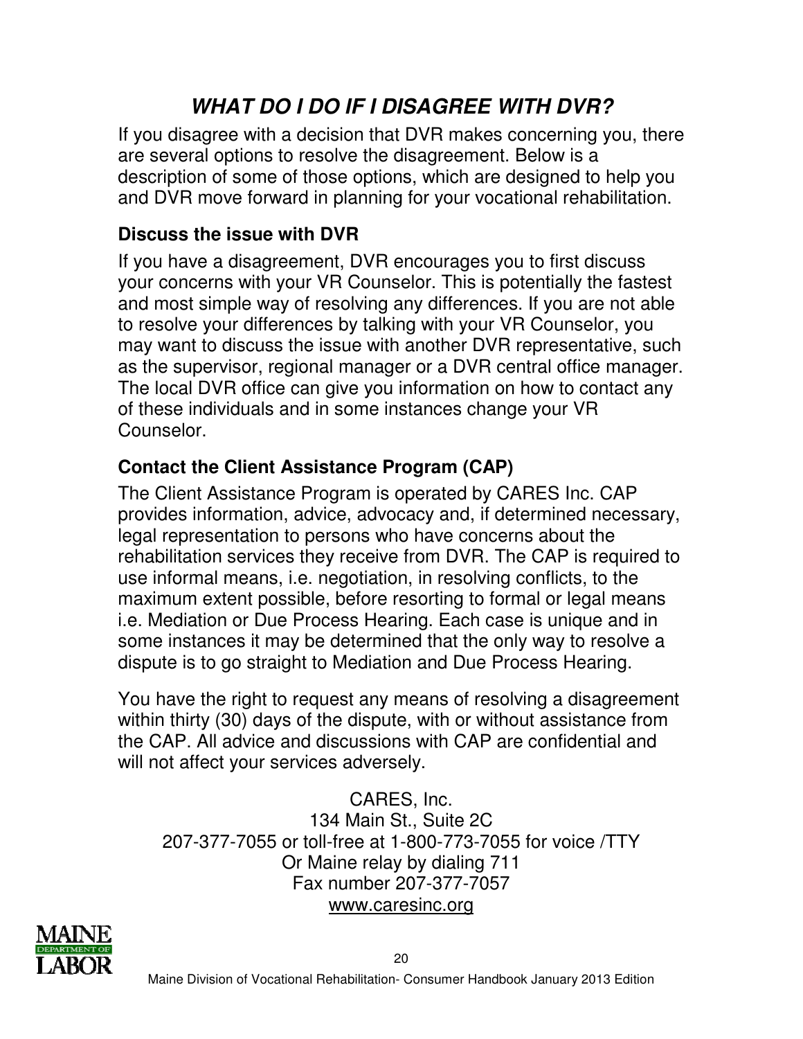## *WHAT DO I DO IF I DISAGREE WITH DVR?*

If you disagree with a decision that DVR makes concerning you, there are several options to resolve the disagreement. Below is a description of some of those options, which are designed to help you and DVR move forward in planning for your vocational rehabilitation.

### Discuss the issue with DVR

If you have a disagreement, DVR encourages you to first discuss your concerns with your VR Counselor. This is potentially the fastest and most simple way of resolving any differences. If you are not able to resolve your differences by talking with your VR Counselor, you may want to discuss the issue with another DVR representative, such as the supervisor, regional manager or a DVR central office manager. The local DVR office can give you information on how to contact any of these individuals and in some instances change your VR Counselor.

### Contact the Client Assistance Program (CAP)

The Client Assistance Program is operated by CARES Inc. CAP provides information, advice, advocacy and, if determined necessary, legal representation to persons who have concerns about the rehabilitation services they receive from DVR. The CAP is required to use informal means, i.e. negotiation, in resolving conflicts, to the maximum extent possible, before resorting to formal or legal means i.e. Mediation or Due Process Hearing. Each case is unique and in some instances it may be determined that the only way to resolve a dispute is to go straight to Mediation and Due Process Hearing.

You have the right to request any means of resolving a disagreement within thirty (30) days of the dispute, with or without assistance from the CAP. All advice and discussions with CAP are confidential and will not affect your services adversely.

CARES, Inc.
134 Main St., Suite 2C
207-377-7055 or toll-free at 1-800-773-7055 for voice /TTY
Or Maine relay by dialing 711
Fax number 207-377-7057
www.caresinc.org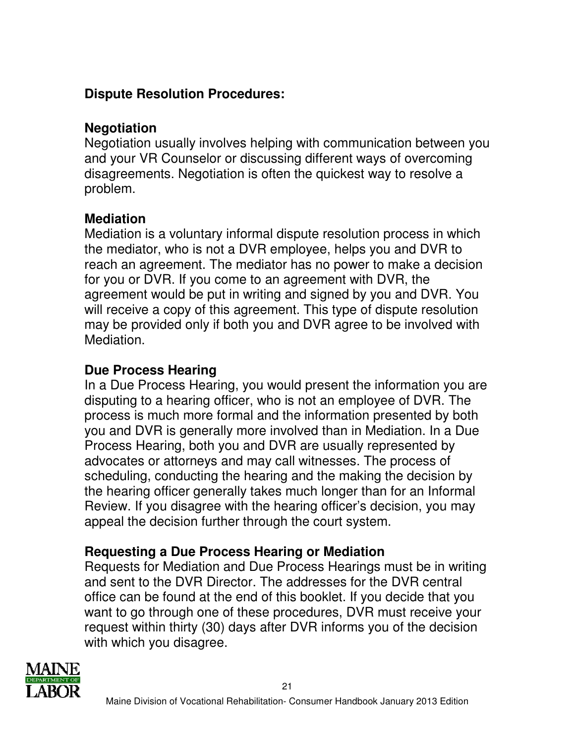**Dispute Resolution Procedures:**

**Negotiation**

Negotiation usually involves helping with communication between you and your VR Counselor or discussing different ways of overcoming disagreements. Negotiation is often the quickest way to resolve a problem.

**Mediation**

Mediation is a voluntary informal dispute resolution process in which the mediator, who is not a DVR employee, helps you and DVR to reach an agreement. The mediator has no power to make a decision for you or DVR. If you come to an agreement with DVR, the agreement would be put in writing and signed by you and DVR. You will receive a copy of this agreement. This type of dispute resolution may be provided only if both you and DVR agree to be involved with Mediation.

**Due Process Hearing**

In a Due Process Hearing, you would present the information you are disputing to a hearing officer, who is not an employee of DVR. The process is much more formal and the information presented by both you and DVR is generally more involved than in Mediation. In a Due Process Hearing, both you and DVR are usually represented by advocates or attorneys and may call witnesses. The process of scheduling, conducting the hearing and the making the decision by the hearing officer generally takes much longer than for an Informal Review. If you disagree with the hearing officer's decision, you may appeal the decision further through the court system.

**Requesting a Due Process Hearing or Mediation**

Requests for Mediation and Due Process Hearings must be in writing and sent to the DVR Director. The addresses for the DVR central office can be found at the end of this booklet. If you decide that you want to go through one of these procedures, DVR must receive your request within thirty (30) days after DVR informs you of the decision with which you disagree.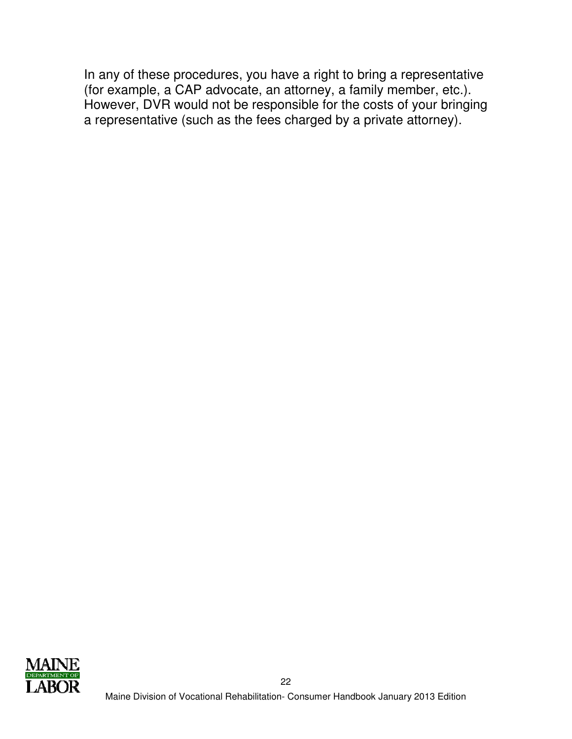In any of these procedures, you have a right to bring a representative (for example, a CAP advocate, an attorney, a family member, etc.). However, DVR would not be responsible for the costs of your bringing a representative (such as the fees charged by a private attorney).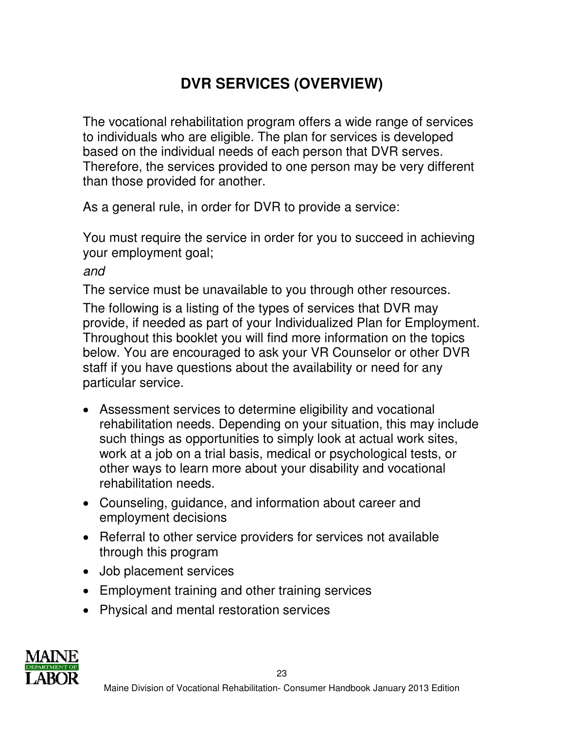# DVR SERVICES (OVERVIEW)

The vocational rehabilitation program offers a wide range of services to individuals who are eligible. The plan for services is developed based on the individual needs of each person that DVR serves. Therefore, the services provided to one person may be very different than those provided for another.

As a general rule, in order for DVR to provide a service:

You must require the service in order for you to succeed in achieving your employment goal;

*and*

The service must be unavailable to you through other resources.

The following is a listing of the types of services that DVR may provide, if needed as part of your Individualized Plan for Employment. Throughout this booklet you will find more information on the topics below. You are encouraged to ask your VR Counselor or other DVR staff if you have questions about the availability or need for any particular service.

- Assessment services to determine eligibility and vocational rehabilitation needs. Depending on your situation, this may include such things as opportunities to simply look at actual work sites, work at a job on a trial basis, medical or psychological tests, or other ways to learn more about your disability and vocational rehabilitation needs.
- Counseling, guidance, and information about career and employment decisions
- Referral to other service providers for services not available through this program
- Job placement services
- Employment training and other training services
- Physical and mental restoration services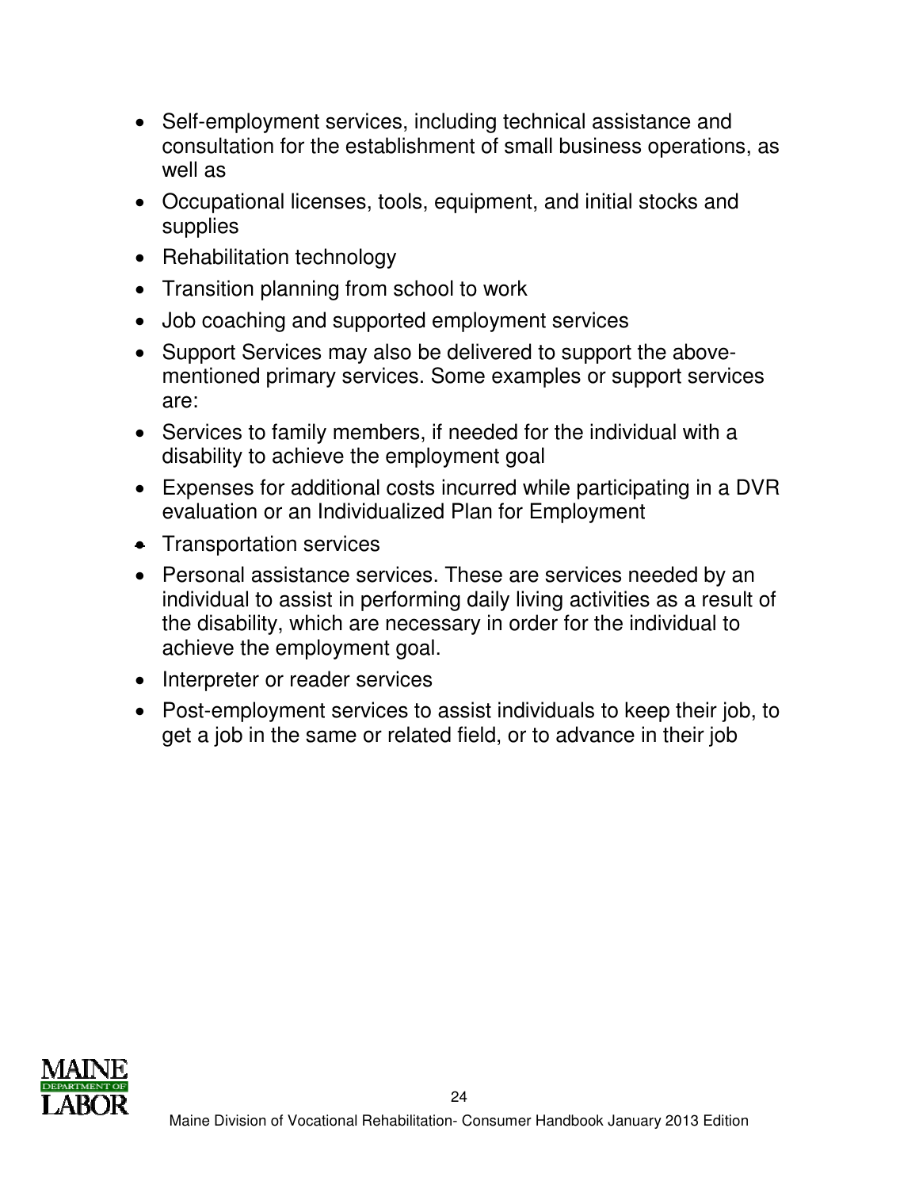- Self-employment services, including technical assistance and consultation for the establishment of small business operations, as well as
- Occupational licenses, tools, equipment, and initial stocks and supplies
- Rehabilitation technology
- Transition planning from school to work
- Job coaching and supported employment services
- Support Services may also be delivered to support the above-mentioned primary services. Some examples or support services are:
- Services to family members, if needed for the individual with a disability to achieve the employment goal
- Expenses for additional costs incurred while participating in a DVR evaluation or an Individualized Plan for Employment
- Transportation services
- Personal assistance services. These are services needed by an individual to assist in performing daily living activities as a result of the disability, which are necessary in order for the individual to achieve the employment goal.
- Interpreter or reader services
- Post-employment services to assist individuals to keep their job, to get a job in the same or related field, or to advance in their job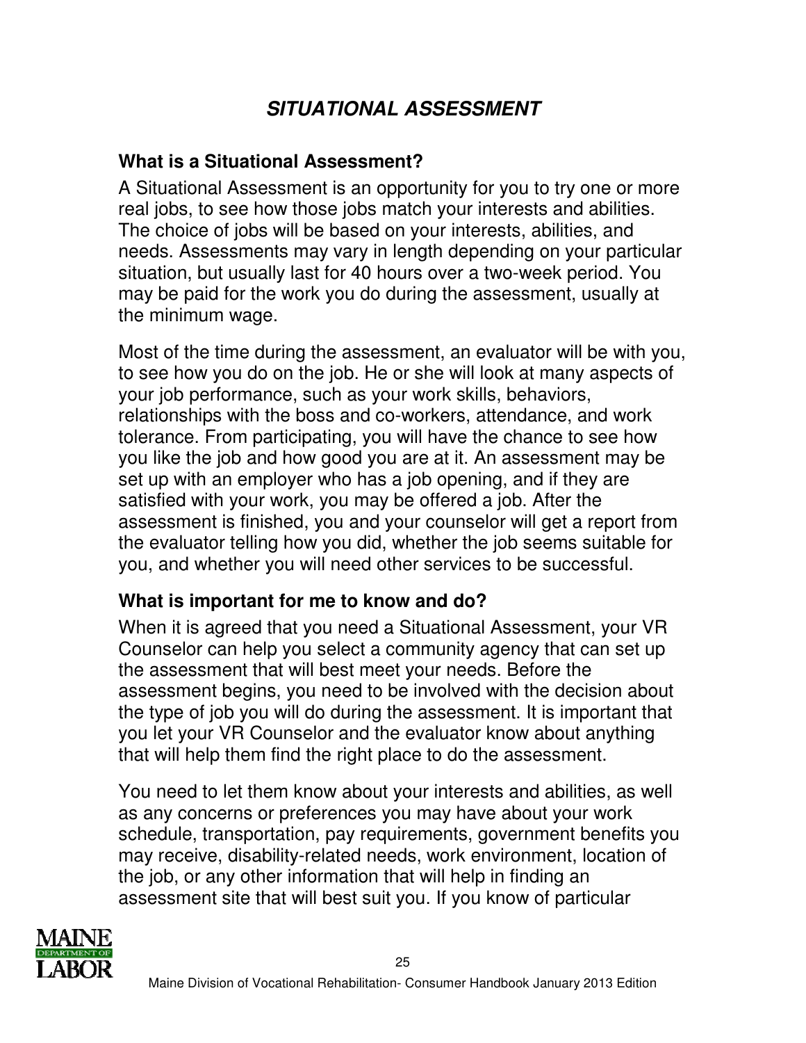# ***SITUATIONAL ASSESSMENT***

## What is a Situational Assessment?

A Situational Assessment is an opportunity for you to try one or more real jobs, to see how those jobs match your interests and abilities. The choice of jobs will be based on your interests, abilities, and needs. Assessments may vary in length depending on your particular situation, but usually last for 40 hours over a two-week period. You may be paid for the work you do during the assessment, usually at the minimum wage.

Most of the time during the assessment, an evaluator will be with you, to see how you do on the job. He or she will look at many aspects of your job performance, such as your work skills, behaviors, relationships with the boss and co-workers, attendance, and work tolerance. From participating, you will have the chance to see how you like the job and how good you are at it. An assessment may be set up with an employer who has a job opening, and if they are satisfied with your work, you may be offered a job. After the assessment is finished, you and your counselor will get a report from the evaluator telling how you did, whether the job seems suitable for you, and whether you will need other services to be successful.

## What is important for me to know and do?

When it is agreed that you need a Situational Assessment, your VR Counselor can help you select a community agency that can set up the assessment that will best meet your needs. Before the assessment begins, you need to be involved with the decision about the type of job you will do during the assessment. It is important that you let your VR Counselor and the evaluator know about anything that will help them find the right place to do the assessment.

You need to let them know about your interests and abilities, as well as any concerns or preferences you may have about your work schedule, transportation, pay requirements, government benefits you may receive, disability-related needs, work environment, location of the job, or any other information that will help in finding an assessment site that will best suit you. If you know of particular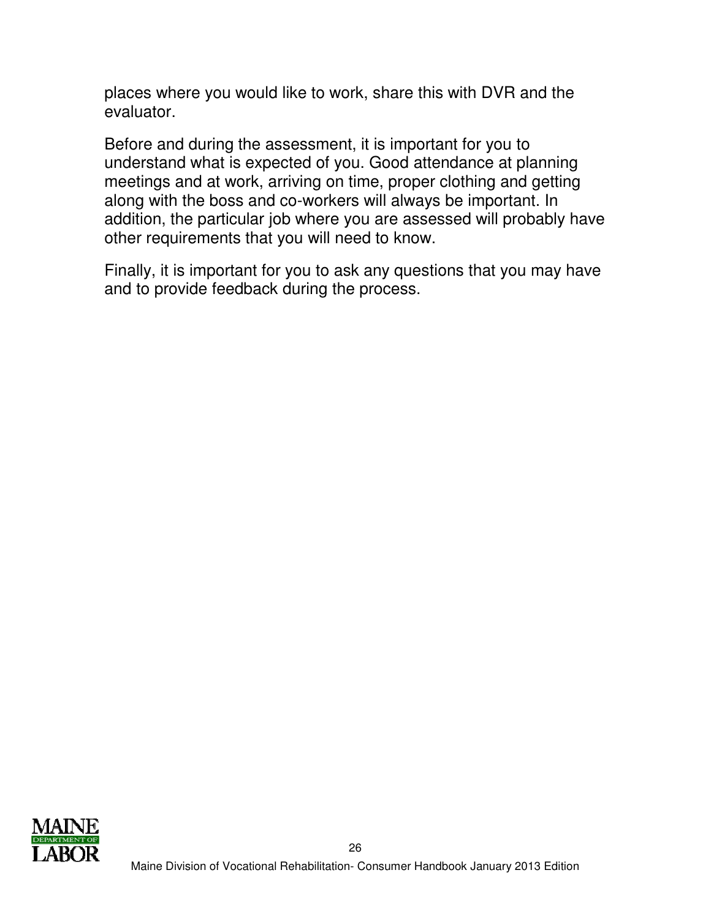places where you would like to work, share this with DVR and the evaluator.

Before and during the assessment, it is important for you to understand what is expected of you. Good attendance at planning meetings and at work, arriving on time, proper clothing and getting along with the boss and co-workers will always be important. In addition, the particular job where you are assessed will probably have other requirements that you will need to know.

Finally, it is important for you to ask any questions that you may have and to provide feedback during the process.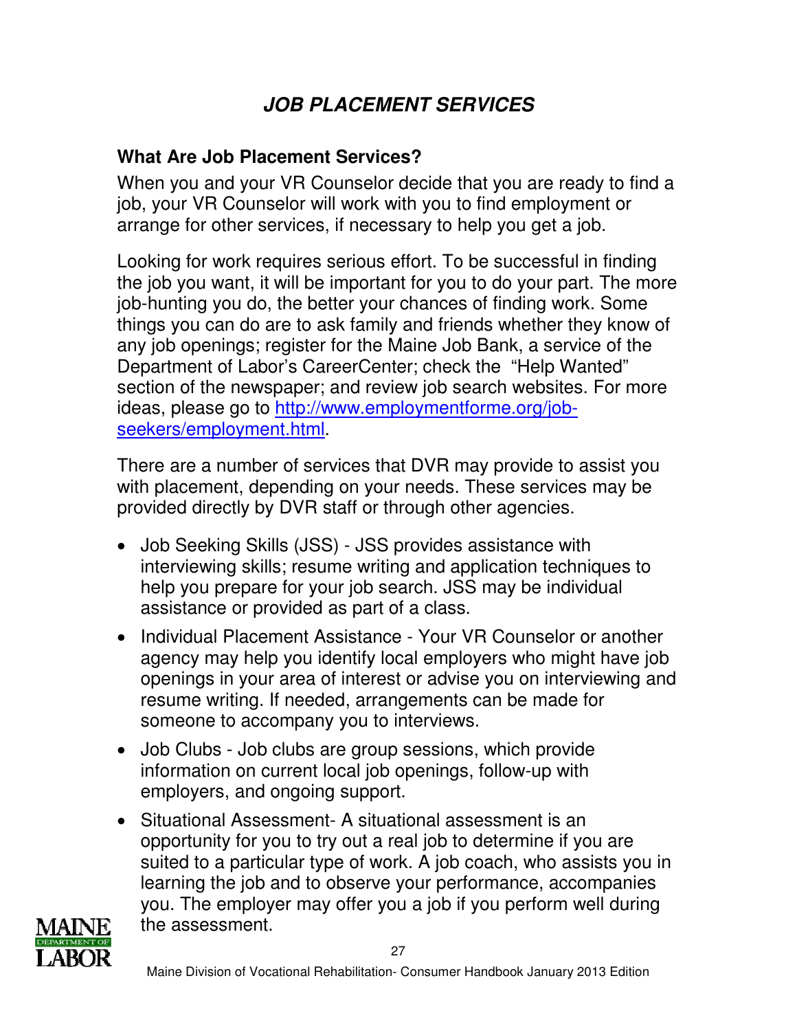# *JOB PLACEMENT SERVICES*

## What Are Job Placement Services?

When you and your VR Counselor decide that you are ready to find a job, your VR Counselor will work with you to find employment or arrange for other services, if necessary to help you get a job.

Looking for work requires serious effort. To be successful in finding the job you want, it will be important for you to do your part. The more job-hunting you do, the better your chances of finding work. Some things you can do are to ask family and friends whether they know of any job openings; register for the Maine Job Bank, a service of the Department of Labor's CareerCenter; check the "Help Wanted" section of the newspaper; and review job search websites. For more ideas, please go to [http://www.employmentforme.org/job-seekers/employment.html](http://www.employmentforme.org/job-seekers/employment.html).

There are a number of services that DVR may provide to assist you with placement, depending on your needs. These services may be provided directly by DVR staff or through other agencies.

- Job Seeking Skills (JSS) - JSS provides assistance with interviewing skills; resume writing and application techniques to help you prepare for your job search. JSS may be individual assistance or provided as part of a class.
- Individual Placement Assistance - Your VR Counselor or another agency may help you identify local employers who might have job openings in your area of interest or advise you on interviewing and resume writing. If needed, arrangements can be made for someone to accompany you to interviews.
- Job Clubs - Job clubs are group sessions, which provide information on current local job openings, follow-up with employers, and ongoing support.
- Situational Assessment- A situational assessment is an opportunity for you to try out a real job to determine if you are suited to a particular type of work. A job coach, who assists you in learning the job and to observe your performance, accompanies you. The employer may offer you a job if you perform well during the assessment.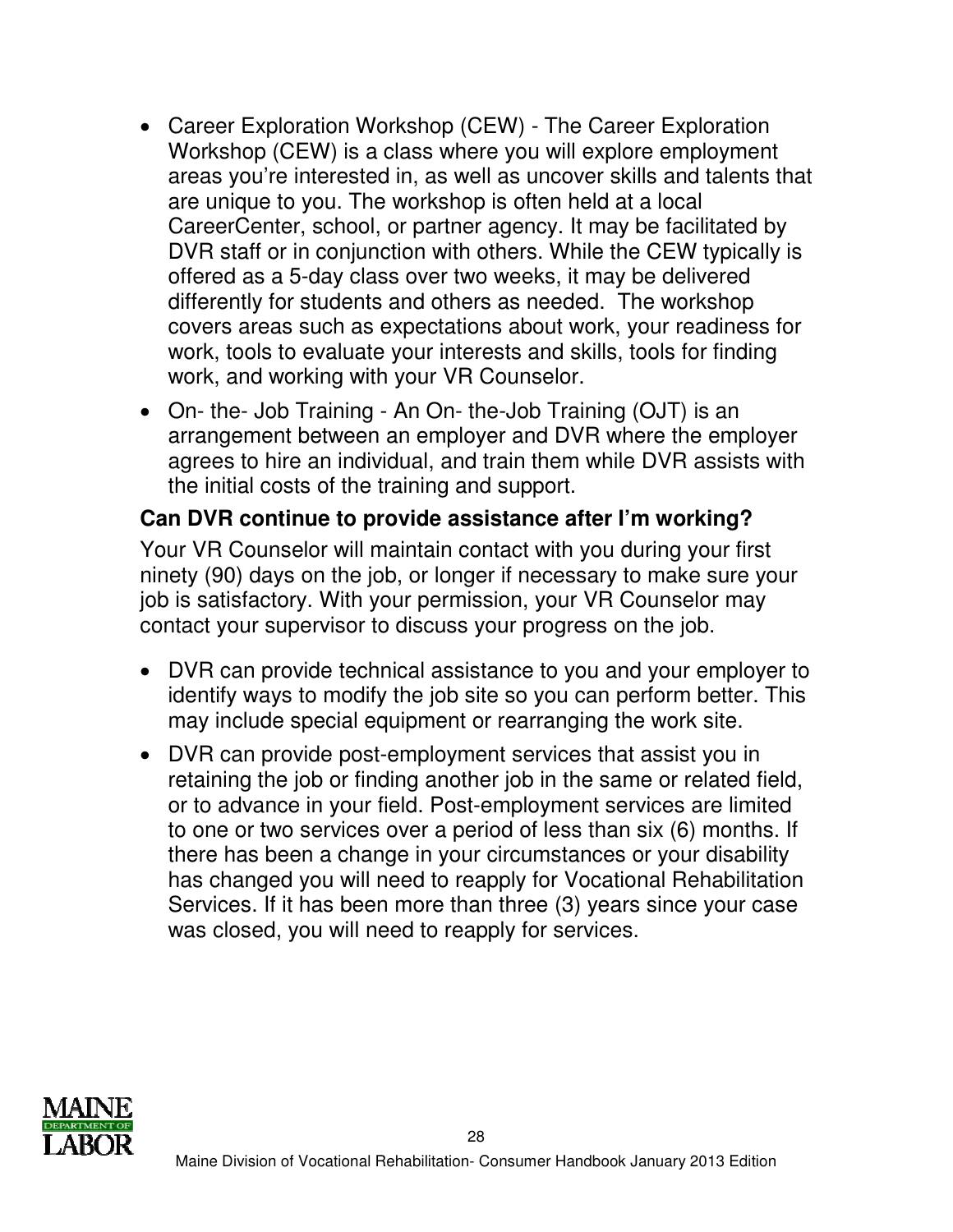- Career Exploration Workshop (CEW) - The Career Exploration Workshop (CEW) is a class where you will explore employment areas you're interested in, as well as uncover skills and talents that are unique to you. The workshop is often held at a local CareerCenter, school, or partner agency. It may be facilitated by DVR staff or in conjunction with others. While the CEW typically is offered as a 5-day class over two weeks, it may be delivered differently for students and others as needed. The workshop covers areas such as expectations about work, your readiness for work, tools to evaluate your interests and skills, tools for finding work, and working with your VR Counselor.
- On- the- Job Training - An On- the-Job Training (OJT) is an arrangement between an employer and DVR where the employer agrees to hire an individual, and train them while DVR assists with the initial costs of the training and support.

### Can DVR continue to provide assistance after I'm working?

Your VR Counselor will maintain contact with you during your first ninety (90) days on the job, or longer if necessary to make sure your job is satisfactory. With your permission, your VR Counselor may contact your supervisor to discuss your progress on the job.

- DVR can provide technical assistance to you and your employer to identify ways to modify the job site so you can perform better. This may include special equipment or rearranging the work site.
- DVR can provide post-employment services that assist you in retaining the job or finding another job in the same or related field, or to advance in your field. Post-employment services are limited to one or two services over a period of less than six (6) months. If there has been a change in your circumstances or your disability has changed you will need to reapply for Vocational Rehabilitation Services. If it has been more than three (3) years since your case was closed, you will need to reapply for services.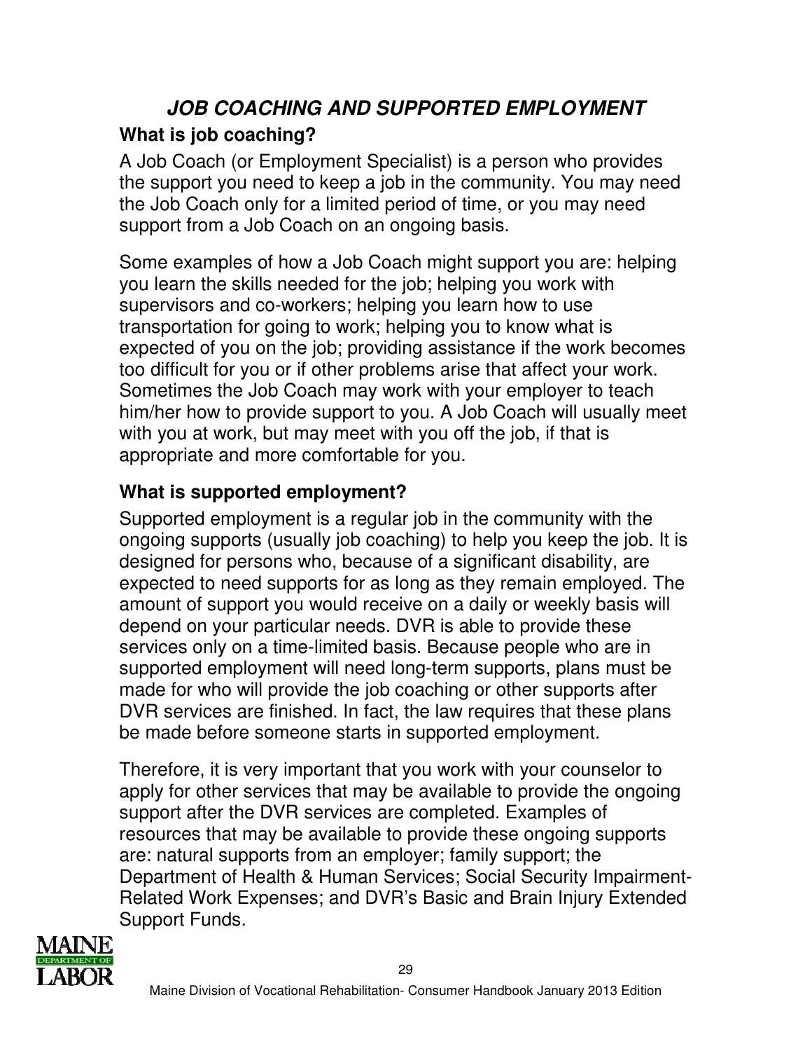## ***JOB COACHING AND SUPPORTED EMPLOYMENT***

### What is job coaching?

A Job Coach (or Employment Specialist) is a person who provides the support you need to keep a job in the community. You may need the Job Coach only for a limited period of time, or you may need support from a Job Coach on an ongoing basis.

Some examples of how a Job Coach might support you are: helping you learn the skills needed for the job; helping you work with supervisors and co-workers; helping you learn how to use transportation for going to work; helping you to know what is expected of you on the job; providing assistance if the work becomes too difficult for you or if other problems arise that affect your work. Sometimes the Job Coach may work with your employer to teach him/her how to provide support to you. A Job Coach will usually meet with you at work, but may meet with you off the job, if that is appropriate and more comfortable for you.

### What is supported employment?

Supported employment is a regular job in the community with the ongoing supports (usually job coaching) to help you keep the job. It is designed for persons who, because of a significant disability, are expected to need supports for as long as they remain employed. The amount of support you would receive on a daily or weekly basis will depend on your particular needs. DVR is able to provide these services only on a time-limited basis. Because people who are in supported employment will need long-term supports, plans must be made for who will provide the job coaching or other supports after DVR services are finished. In fact, the law requires that these plans be made before someone starts in supported employment.

Therefore, it is very important that you work with your counselor to apply for other services that may be available to provide the ongoing support after the DVR services are completed. Examples of resources that may be available to provide these ongoing supports are: natural supports from an employer; family support; the Department of Health & Human Services; Social Security Impairment-Related Work Expenses; and DVR's Basic and Brain Injury Extended Support Funds.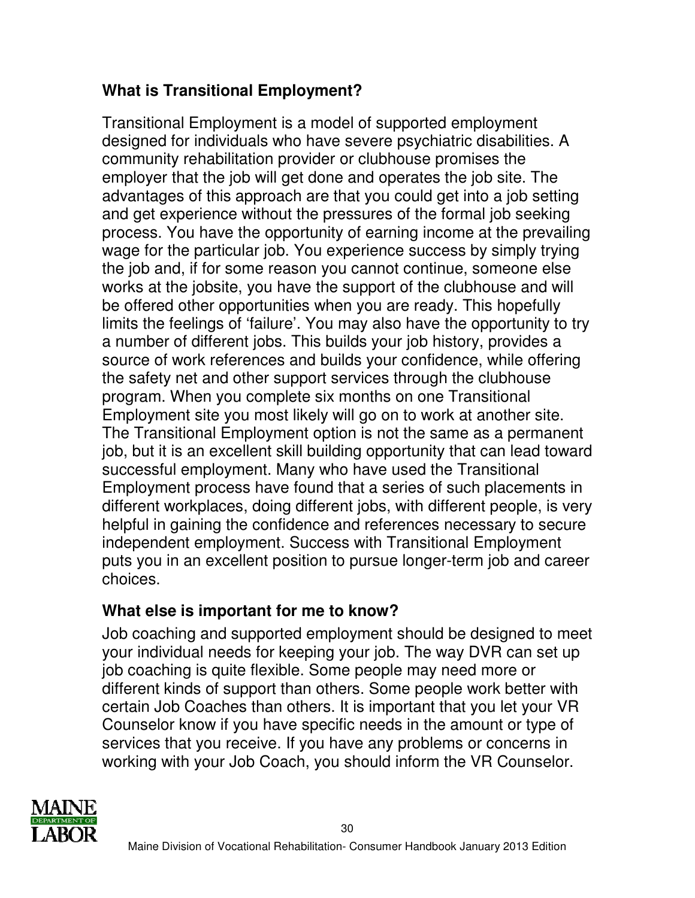## What is Transitional Employment?

Transitional Employment is a model of supported employment designed for individuals who have severe psychiatric disabilities. A community rehabilitation provider or clubhouse promises the employer that the job will get done and operates the job site. The advantages of this approach are that you could get into a job setting and get experience without the pressures of the formal job seeking process. You have the opportunity of earning income at the prevailing wage for the particular job. You experience success by simply trying the job and, if for some reason you cannot continue, someone else works at the jobsite, you have the support of the clubhouse and will be offered other opportunities when you are ready. This hopefully limits the feelings of 'failure'. You may also have the opportunity to try a number of different jobs. This builds your job history, provides a source of work references and builds your confidence, while offering the safety net and other support services through the clubhouse program. When you complete six months on one Transitional Employment site you most likely will go on to work at another site. The Transitional Employment option is not the same as a permanent job, but it is an excellent skill building opportunity that can lead toward successful employment. Many who have used the Transitional Employment process have found that a series of such placements in different workplaces, doing different jobs, with different people, is very helpful in gaining the confidence and references necessary to secure independent employment. Success with Transitional Employment puts you in an excellent position to pursue longer-term job and career choices.

## What else is important for me to know?

Job coaching and supported employment should be designed to meet your individual needs for keeping your job. The way DVR can set up job coaching is quite flexible. Some people may need more or different kinds of support than others. Some people work better with certain Job Coaches than others. It is important that you let your VR Counselor know if you have specific needs in the amount or type of services that you receive. If you have any problems or concerns in working with your Job Coach, you should inform the VR Counselor.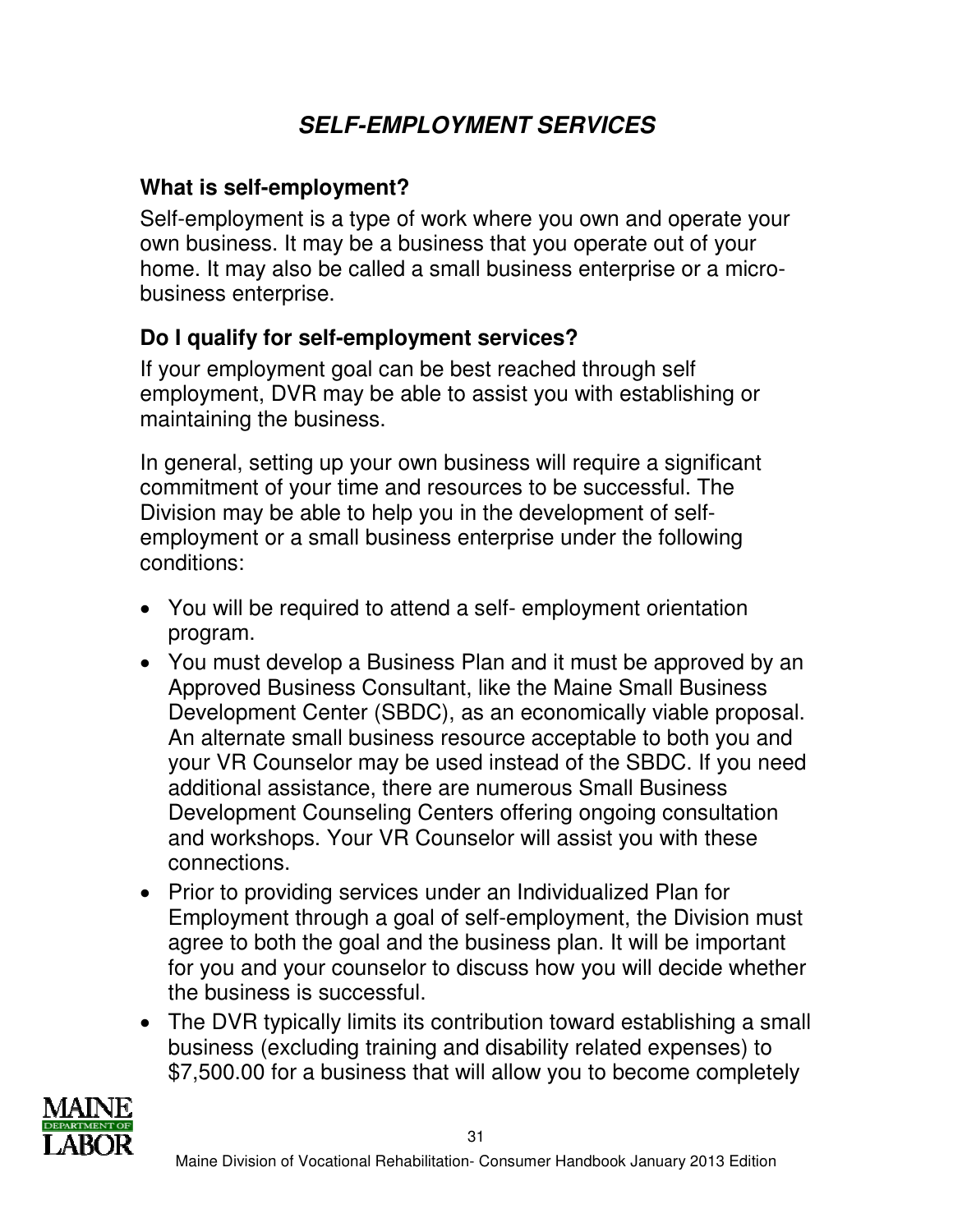# *SELF-EMPLOYMENT SERVICES*

## What is self-employment?

Self-employment is a type of work where you own and operate your own business. It may be a business that you operate out of your home. It may also be called a small business enterprise or a micro-business enterprise.

## Do I qualify for self-employment services?

If your employment goal can be best reached through self employment, DVR may be able to assist you with establishing or maintaining the business.

In general, setting up your own business will require a significant commitment of your time and resources to be successful. The Division may be able to help you in the development of self-employment or a small business enterprise under the following conditions:

- You will be required to attend a self- employment orientation program.
- You must develop a Business Plan and it must be approved by an Approved Business Consultant, like the Maine Small Business Development Center (SBDC), as an economically viable proposal. An alternate small business resource acceptable to both you and your VR Counselor may be used instead of the SBDC. If you need additional assistance, there are numerous Small Business Development Counseling Centers offering ongoing consultation and workshops. Your VR Counselor will assist you with these connections.
- Prior to providing services under an Individualized Plan for Employment through a goal of self-employment, the Division must agree to both the goal and the business plan. It will be important for you and your counselor to discuss how you will decide whether the business is successful.
- The DVR typically limits its contribution toward establishing a small business (excluding training and disability related expenses) to $7,500.00 for a business that will allow you to become completely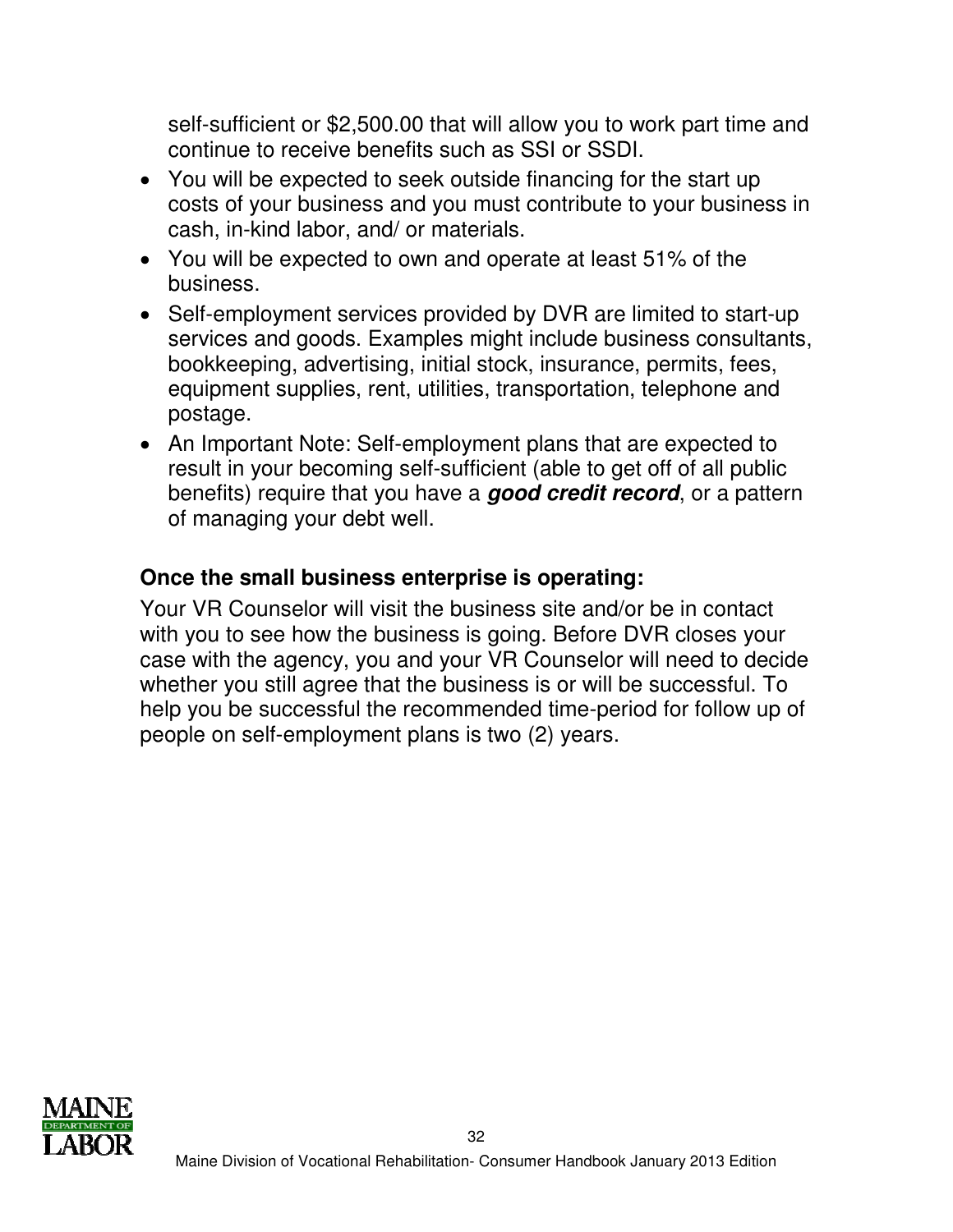self-sufficient or $2,500.00 that will allow you to work part time and continue to receive benefits such as SSI or SSDI.

- You will be expected to seek outside financing for the start up costs of your business and you must contribute to your business in cash, in-kind labor, and/ or materials.
- You will be expected to own and operate at least 51% of the business.
- Self-employment services provided by DVR are limited to start-up services and goods. Examples might include business consultants, bookkeeping, advertising, initial stock, insurance, permits, fees, equipment supplies, rent, utilities, transportation, telephone and postage.
- An Important Note: Self-employment plans that are expected to result in your becoming self-sufficient (able to get off of all public benefits) require that you have a ***good credit record***, or a pattern of managing your debt well.

### Once the small business enterprise is operating:

Your VR Counselor will visit the business site and/or be in contact with you to see how the business is going. Before DVR closes your case with the agency, you and your VR Counselor will need to decide whether you still agree that the business is or will be successful. To help you be successful the recommended time-period for follow up of people on self-employment plans is two (2) years.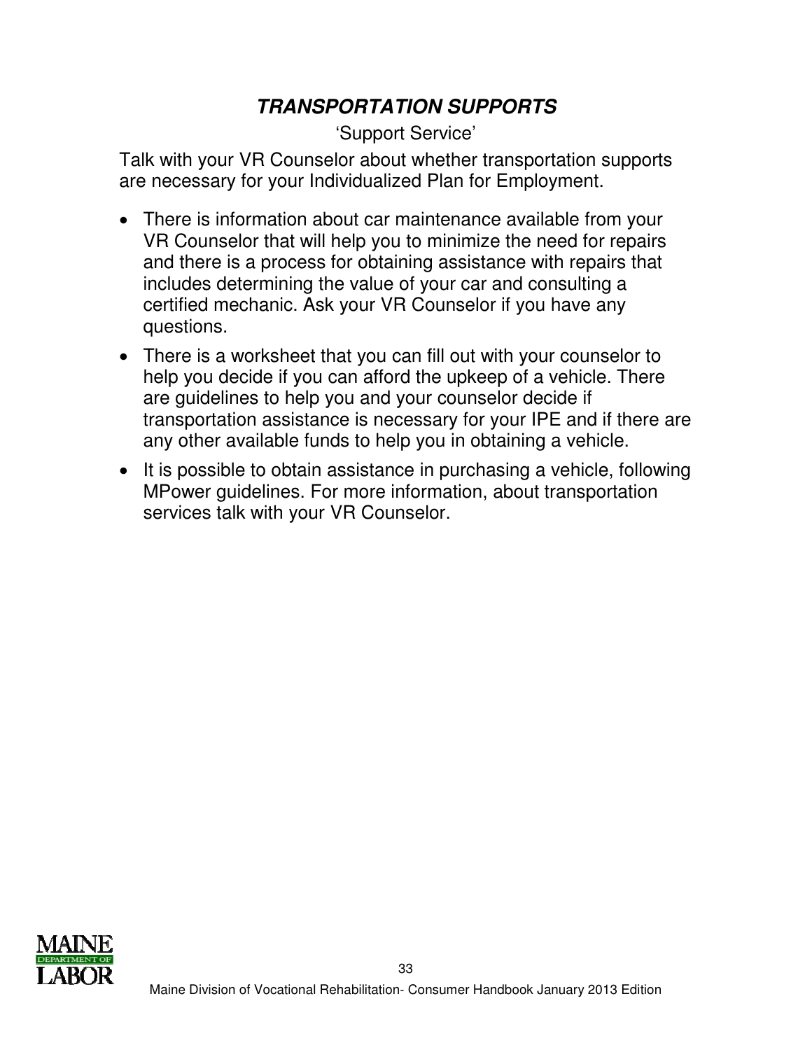## ***TRANSPORTATION SUPPORTS***

'Support Service'

Talk with your VR Counselor about whether transportation supports are necessary for your Individualized Plan for Employment.

- There is information about car maintenance available from your VR Counselor that will help you to minimize the need for repairs and there is a process for obtaining assistance with repairs that includes determining the value of your car and consulting a certified mechanic. Ask your VR Counselor if you have any questions.
- There is a worksheet that you can fill out with your counselor to help you decide if you can afford the upkeep of a vehicle. There are guidelines to help you and your counselor decide if transportation assistance is necessary for your IPE and if there are any other available funds to help you in obtaining a vehicle.
- It is possible to obtain assistance in purchasing a vehicle, following MPower guidelines. For more information, about transportation services talk with your VR Counselor.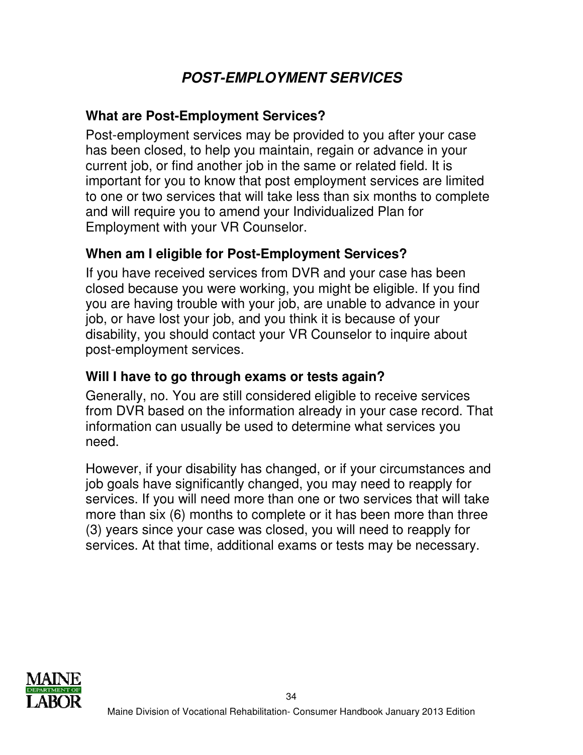# POST-EMPLOYMENT SERVICES

### What are Post-Employment Services?

Post-employment services may be provided to you after your case has been closed, to help you maintain, regain or advance in your current job, or find another job in the same or related field. It is important for you to know that post employment services are limited to one or two services that will take less than six months to complete and will require you to amend your Individualized Plan for Employment with your VR Counselor.

### When am I eligible for Post-Employment Services?

If you have received services from DVR and your case has been closed because you were working, you might be eligible. If you find you are having trouble with your job, are unable to advance in your job, or have lost your job, and you think it is because of your disability, you should contact your VR Counselor to inquire about post-employment services.

### Will I have to go through exams or tests again?

Generally, no. You are still considered eligible to receive services from DVR based on the information already in your case record. That information can usually be used to determine what services you need.

However, if your disability has changed, or if your circumstances and job goals have significantly changed, you may need to reapply for services. If you will need more than one or two services that will take more than six (6) months to complete or it has been more than three (3) years since your case was closed, you will need to reapply for services. At that time, additional exams or tests may be necessary.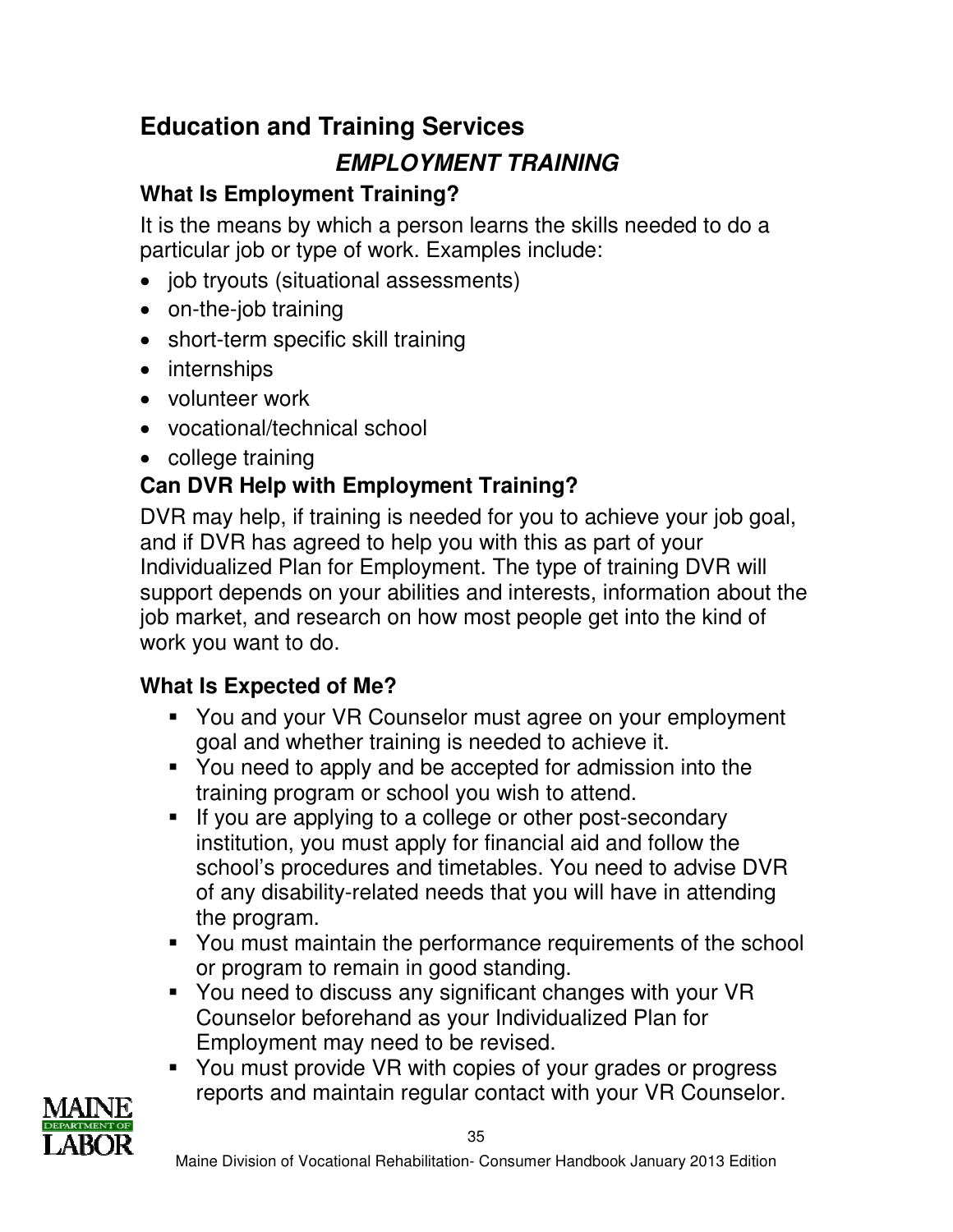## Education and Training Services

### *EMPLOYMENT TRAINING*

### What Is Employment Training?

It is the means by which a person learns the skills needed to do a particular job or type of work. Examples include:

- job tryouts (situational assessments)
- on-the-job training
- short-term specific skill training
- internships
- volunteer work
- vocational/technical school
- college training

### Can DVR Help with Employment Training?

DVR may help, if training is needed for you to achieve your job goal, and if DVR has agreed to help you with this as part of your Individualized Plan for Employment. The type of training DVR will support depends on your abilities and interests, information about the job market, and research on how most people get into the kind of work you want to do.

### What Is Expected of Me?

- You and your VR Counselor must agree on your employment goal and whether training is needed to achieve it.
- You need to apply and be accepted for admission into the training program or school you wish to attend.
- If you are applying to a college or other post-secondary institution, you must apply for financial aid and follow the school's procedures and timetables. You need to advise DVR of any disability-related needs that you will have in attending the program.
- You must maintain the performance requirements of the school or program to remain in good standing.
- You need to discuss any significant changes with your VR Counselor beforehand as your Individualized Plan for Employment may need to be revised.
- You must provide VR with copies of your grades or progress reports and maintain regular contact with your VR Counselor.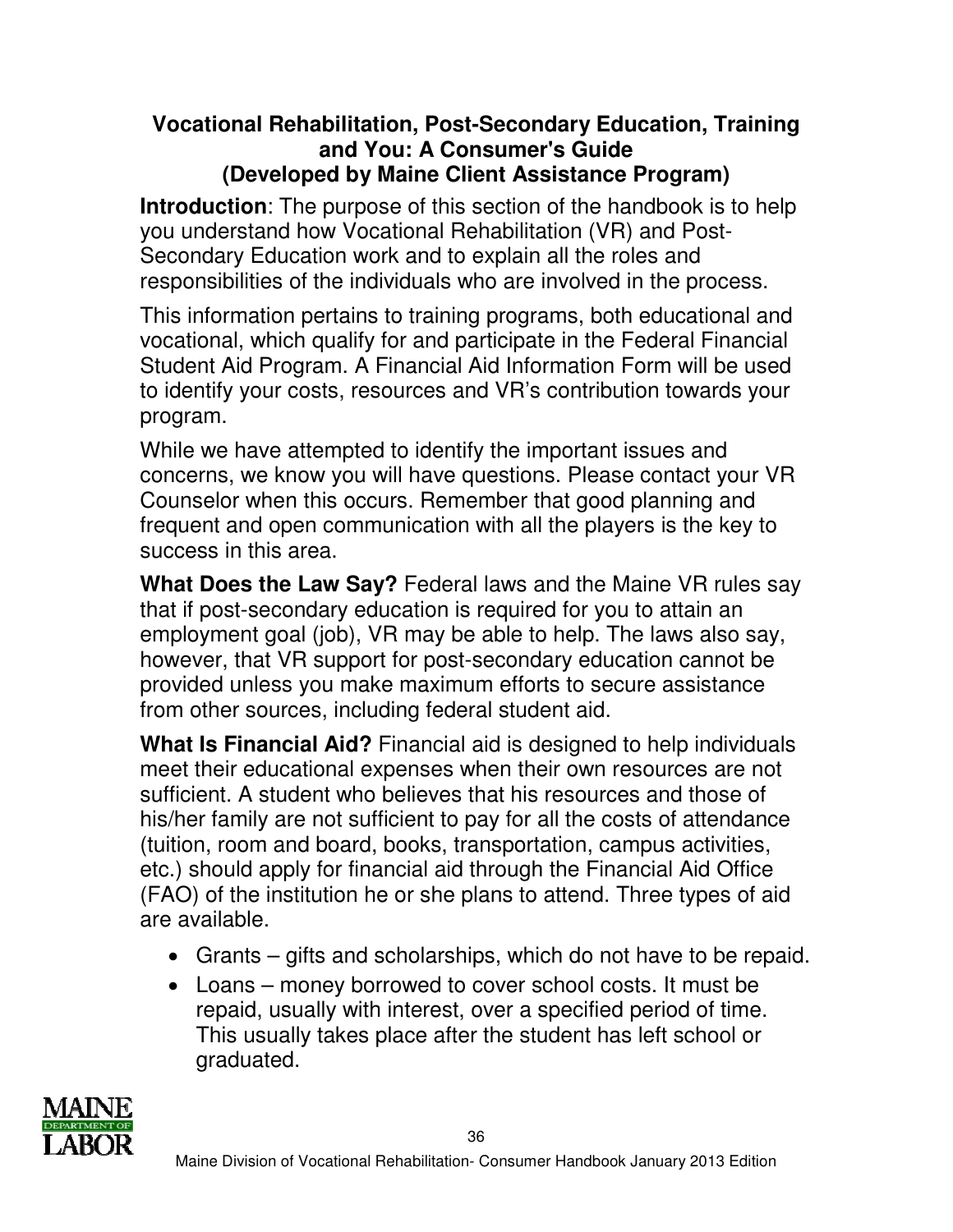## Vocational Rehabilitation, Post-Secondary Education, Training and You: A Consumer's Guide
## (Developed by Maine Client Assistance Program)

**Introduction**: The purpose of this section of the handbook is to help you understand how Vocational Rehabilitation (VR) and Post-Secondary Education work and to explain all the roles and responsibilities of the individuals who are involved in the process.

This information pertains to training programs, both educational and vocational, which qualify for and participate in the Federal Financial Student Aid Program. A Financial Aid Information Form will be used to identify your costs, resources and VR's contribution towards your program.

While we have attempted to identify the important issues and concerns, we know you will have questions. Please contact your VR Counselor when this occurs. Remember that good planning and frequent and open communication with all the players is the key to success in this area.

**What Does the Law Say?** Federal laws and the Maine VR rules say that if post-secondary education is required for you to attain an employment goal (job), VR may be able to help. The laws also say, however, that VR support for post-secondary education cannot be provided unless you make maximum efforts to secure assistance from other sources, including federal student aid.

**What Is Financial Aid?** Financial aid is designed to help individuals meet their educational expenses when their own resources are not sufficient. A student who believes that his resources and those of his/her family are not sufficient to pay for all the costs of attendance (tuition, room and board, books, transportation, campus activities, etc.) should apply for financial aid through the Financial Aid Office (FAO) of the institution he or she plans to attend. Three types of aid are available.

- Grants – gifts and scholarships, which do not have to be repaid.
- Loans – money borrowed to cover school costs. It must be repaid, usually with interest, over a specified period of time. This usually takes place after the student has left school or graduated.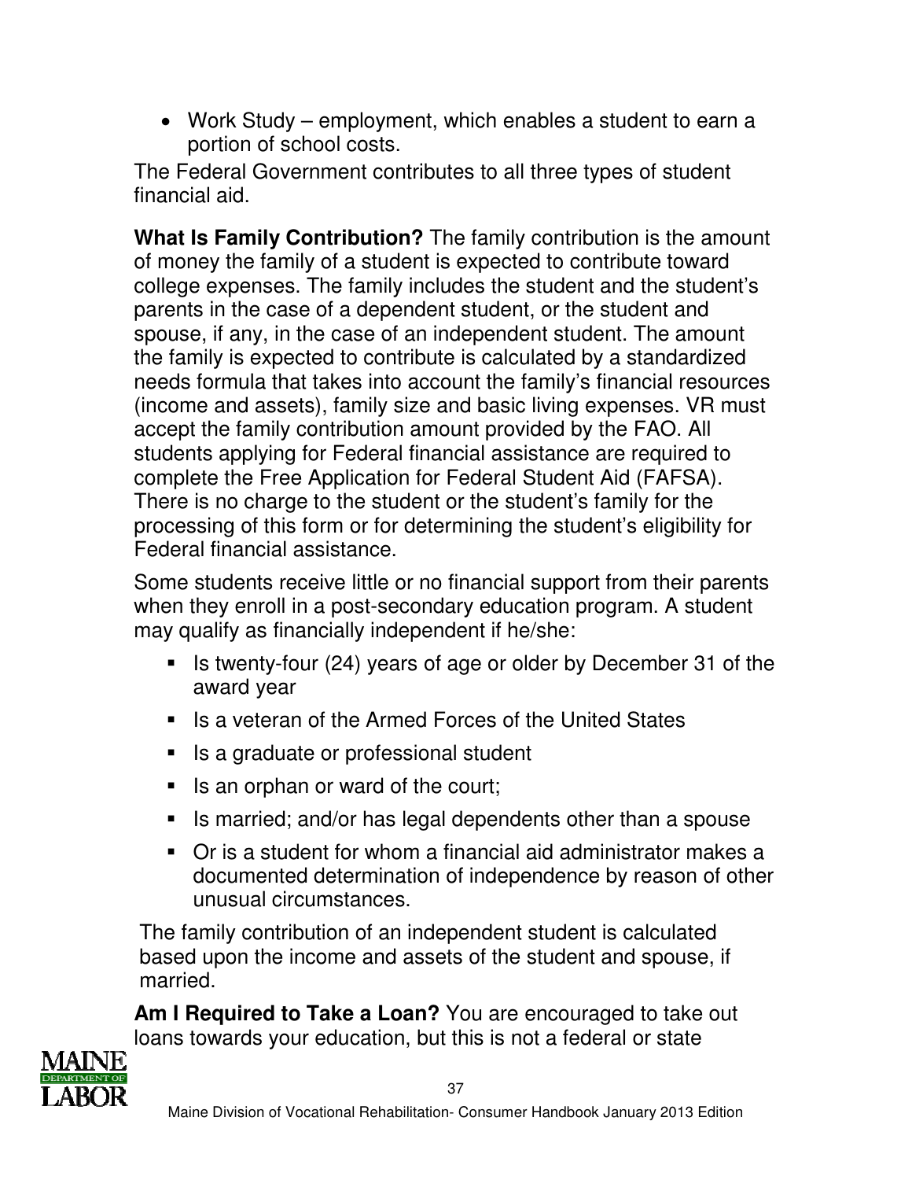- Work Study – employment, which enables a student to earn a portion of school costs.

The Federal Government contributes to all three types of student financial aid.

**What Is Family Contribution?** The family contribution is the amount of money the family of a student is expected to contribute toward college expenses. The family includes the student and the student's parents in the case of a dependent student, or the student and spouse, if any, in the case of an independent student. The amount the family is expected to contribute is calculated by a standardized needs formula that takes into account the family's financial resources (income and assets), family size and basic living expenses. VR must accept the family contribution amount provided by the FAO. All students applying for Federal financial assistance are required to complete the Free Application for Federal Student Aid (FAFSA). There is no charge to the student or the student's family for the processing of this form or for determining the student's eligibility for Federal financial assistance.

Some students receive little or no financial support from their parents when they enroll in a post-secondary education program. A student may qualify as financially independent if he/she:

- Is twenty-four (24) years of age or older by December 31 of the award year
- Is a veteran of the Armed Forces of the United States
- Is a graduate or professional student
- Is an orphan or ward of the court;
- Is married; and/or has legal dependents other than a spouse
- Or is a student for whom a financial aid administrator makes a documented determination of independence by reason of other unusual circumstances.

The family contribution of an independent student is calculated based upon the income and assets of the student and spouse, if married.

**Am I Required to Take a Loan?** You are encouraged to take out loans towards your education, but this is not a federal or state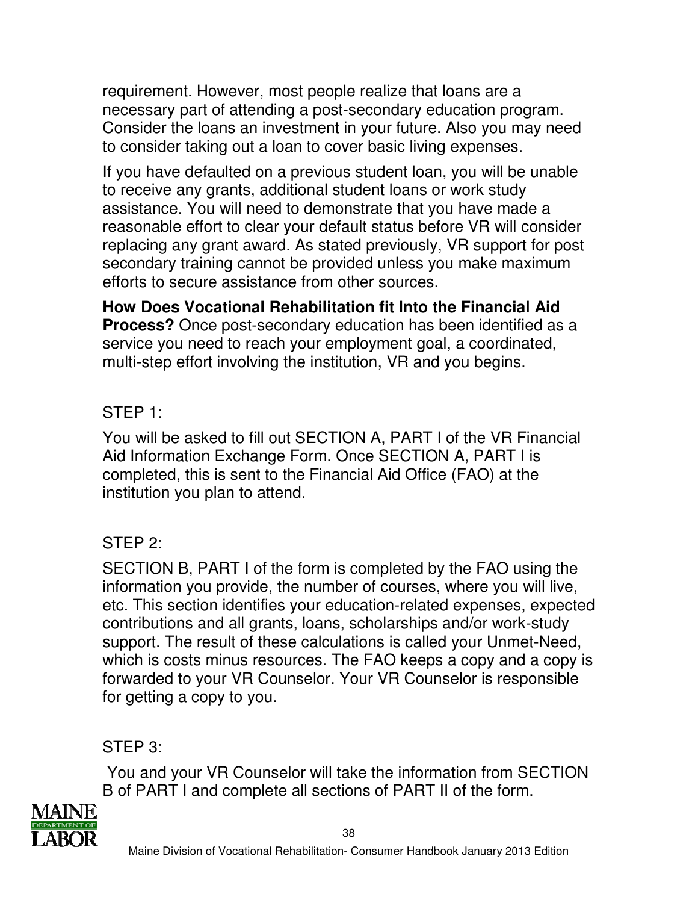requirement. However, most people realize that loans are a necessary part of attending a post-secondary education program. Consider the loans an investment in your future. Also you may need to consider taking out a loan to cover basic living expenses.

If you have defaulted on a previous student loan, you will be unable to receive any grants, additional student loans or work study assistance. You will need to demonstrate that you have made a reasonable effort to clear your default status before VR will consider replacing any grant award. As stated previously, VR support for post secondary training cannot be provided unless you make maximum efforts to secure assistance from other sources.

**How Does Vocational Rehabilitation fit Into the Financial Aid Process?** Once post-secondary education has been identified as a service you need to reach your employment goal, a coordinated, multi-step effort involving the institution, VR and you begins.

STEP 1:

You will be asked to fill out SECTION A, PART I of the VR Financial Aid Information Exchange Form. Once SECTION A, PART I is completed, this is sent to the Financial Aid Office (FAO) at the institution you plan to attend.

STEP 2:

SECTION B, PART I of the form is completed by the FAO using the information you provide, the number of courses, where you will live, etc. This section identifies your education-related expenses, expected contributions and all grants, loans, scholarships and/or work-study support. The result of these calculations is called your Unmet-Need, which is costs minus resources. The FAO keeps a copy and a copy is forwarded to your VR Counselor. Your VR Counselor is responsible for getting a copy to you.

STEP 3:

You and your VR Counselor will take the information from SECTION B of PART I and complete all sections of PART II of the form.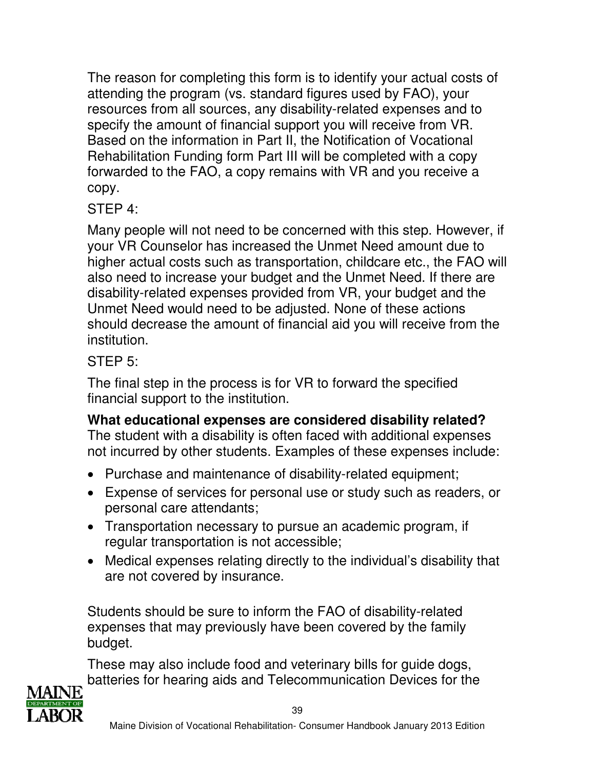The reason for completing this form is to identify your actual costs of attending the program (vs. standard figures used by FAO), your resources from all sources, any disability-related expenses and to specify the amount of financial support you will receive from VR. Based on the information in Part II, the Notification of Vocational Rehabilitation Funding form Part III will be completed with a copy forwarded to the FAO, a copy remains with VR and you receive a copy.

STEP 4:

Many people will not need to be concerned with this step. However, if your VR Counselor has increased the Unmet Need amount due to higher actual costs such as transportation, childcare etc., the FAO will also need to increase your budget and the Unmet Need. If there are disability-related expenses provided from VR, your budget and the Unmet Need would need to be adjusted. None of these actions should decrease the amount of financial aid you will receive from the institution.

STEP 5:

The final step in the process is for VR to forward the specified financial support to the institution.

**What educational expenses are considered disability related?**
The student with a disability is often faced with additional expenses not incurred by other students. Examples of these expenses include:

- Purchase and maintenance of disability-related equipment;
- Expense of services for personal use or study such as readers, or personal care attendants;
- Transportation necessary to pursue an academic program, if regular transportation is not accessible;
- Medical expenses relating directly to the individual's disability that are not covered by insurance.

Students should be sure to inform the FAO of disability-related expenses that may previously have been covered by the family budget.

These may also include food and veterinary bills for guide dogs, batteries for hearing aids and Telecommunication Devices for the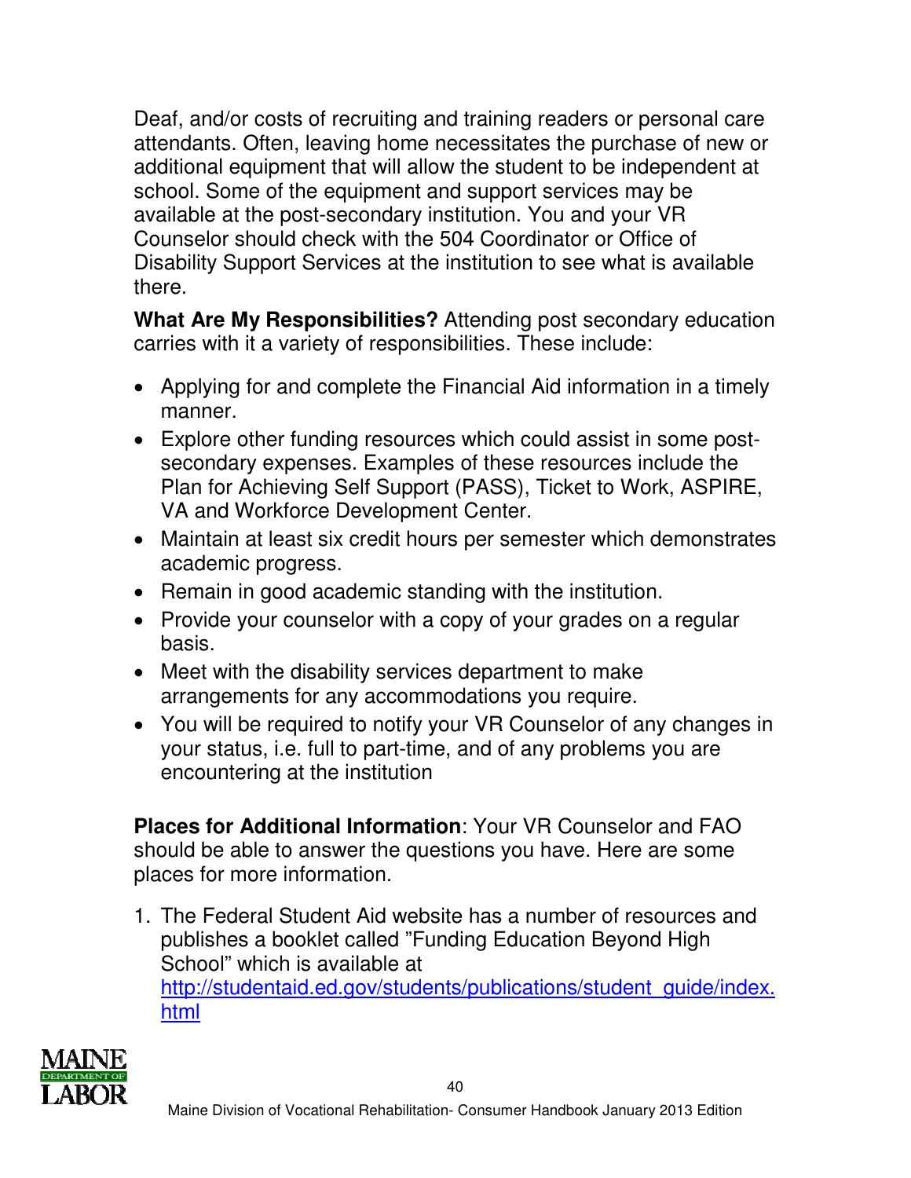Deaf, and/or costs of recruiting and training readers or personal care attendants. Often, leaving home necessitates the purchase of new or additional equipment that will allow the student to be independent at school. Some of the equipment and support services may be available at the post-secondary institution. You and your VR Counselor should check with the 504 Coordinator or Office of Disability Support Services at the institution to see what is available there.

**What Are My Responsibilities?** Attending post secondary education carries with it a variety of responsibilities. These include:

- Applying for and complete the Financial Aid information in a timely manner.
- Explore other funding resources which could assist in some post-secondary expenses. Examples of these resources include the Plan for Achieving Self Support (PASS), Ticket to Work, ASPIRE, VA and Workforce Development Center.
- Maintain at least six credit hours per semester which demonstrates academic progress.
- Remain in good academic standing with the institution.
- Provide your counselor with a copy of your grades on a regular basis.
- Meet with the disability services department to make arrangements for any accommodations you require.
- You will be required to notify your VR Counselor of any changes in your status, i.e. full to part-time, and of any problems you are encountering at the institution

**Places for Additional Information**: Your VR Counselor and FAO should be able to answer the questions you have. Here are some places for more information.

1. The Federal Student Aid website has a number of resources and publishes a booklet called "Funding Education Beyond High School" which is available at http://studentaid.ed.gov/students/publications/student_guide/index.html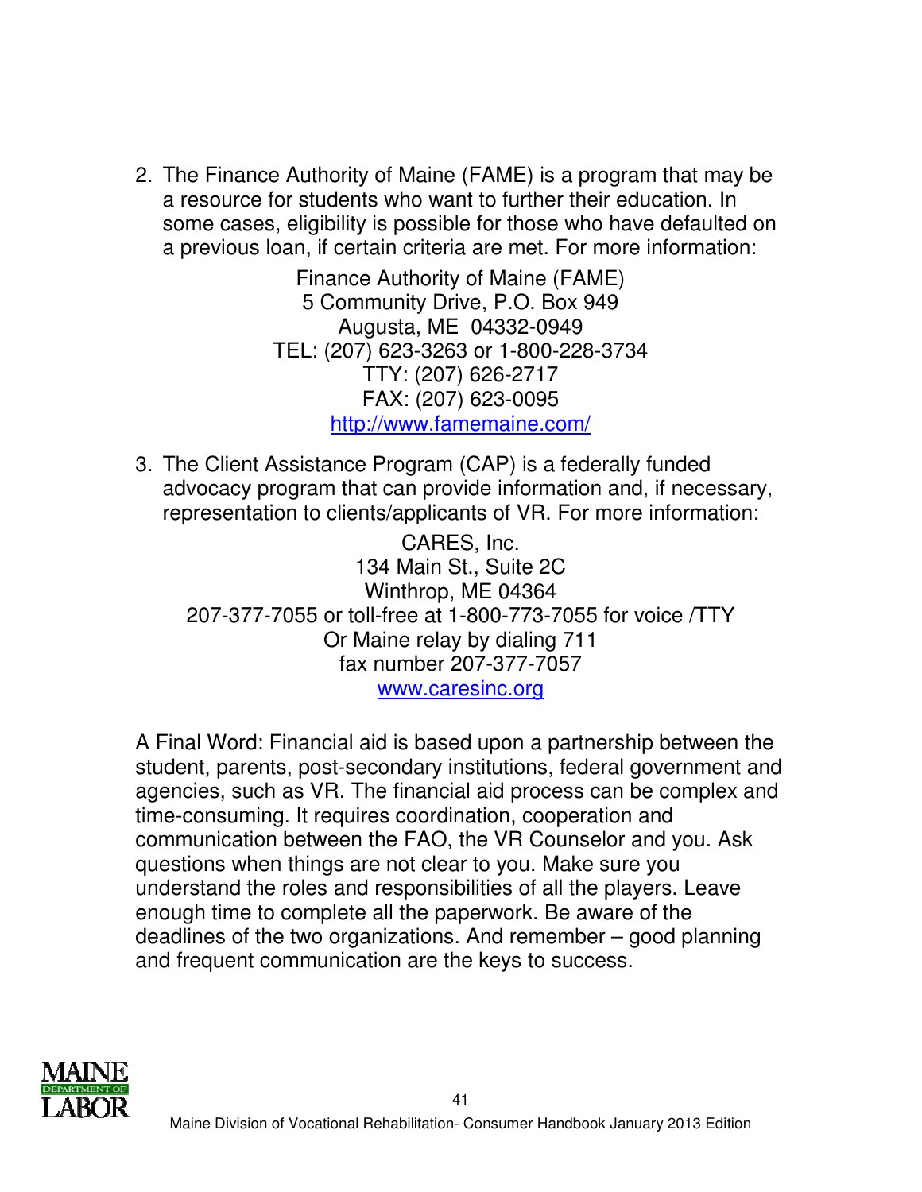2. The Finance Authority of Maine (FAME) is a program that may be a resource for students who want to further their education. In some cases, eligibility is possible for those who have defaulted on a previous loan, if certain criteria are met. For more information:

   Finance Authority of Maine (FAME)
   5 Community Drive, P.O. Box 949
   Augusta, ME  04332-0949
   TEL: (207) 623-3263 or 1-800-228-3734
   TTY: (207) 626-2717
   FAX: (207) 623-0095
   http://www.famemaine.com/

3. The Client Assistance Program (CAP) is a federally funded advocacy program that can provide information and, if necessary, representation to clients/applicants of VR. For more information:

   CARES, Inc.
   134 Main St., Suite 2C
   Winthrop, ME 04364
   207-377-7055 or toll-free at 1-800-773-7055 for voice /TTY
   Or Maine relay by dialing 711
   fax number 207-377-7057
   www.caresinc.org

A Final Word: Financial aid is based upon a partnership between the student, parents, post-secondary institutions, federal government and agencies, such as VR. The financial aid process can be complex and time-consuming. It requires coordination, cooperation and communication between the FAO, the VR Counselor and you. Ask questions when things are not clear to you. Make sure you understand the roles and responsibilities of all the players. Leave enough time to complete all the paperwork. Be aware of the deadlines of the two organizations. And remember – good planning and frequent communication are the keys to success.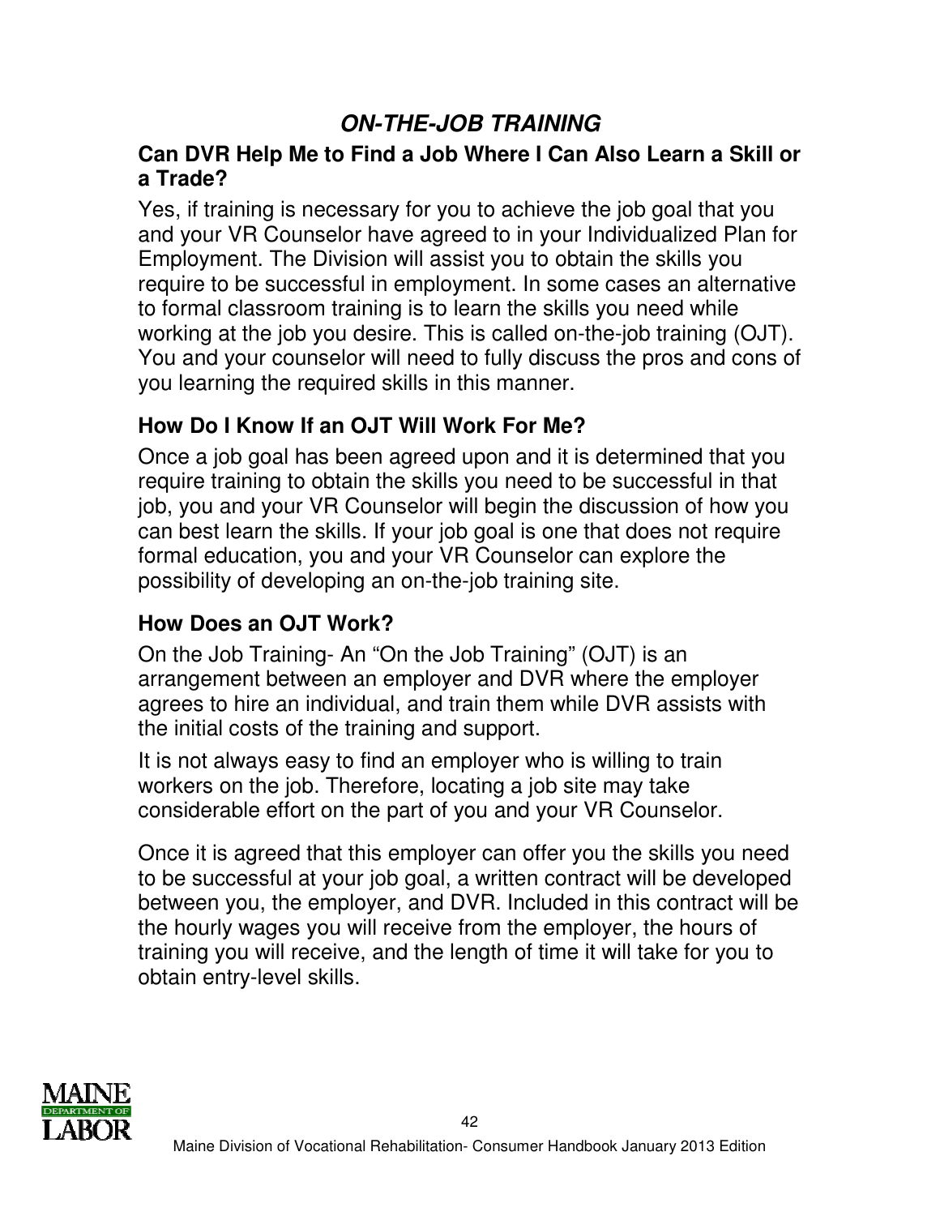## ***ON-THE-JOB TRAINING***

### Can DVR Help Me to Find a Job Where I Can Also Learn a Skill or a Trade?

Yes, if training is necessary for you to achieve the job goal that you and your VR Counselor have agreed to in your Individualized Plan for Employment. The Division will assist you to obtain the skills you require to be successful in employment. In some cases an alternative to formal classroom training is to learn the skills you need while working at the job you desire. This is called on-the-job training (OJT). You and your counselor will need to fully discuss the pros and cons of you learning the required skills in this manner.

### How Do I Know If an OJT Will Work For Me?

Once a job goal has been agreed upon and it is determined that you require training to obtain the skills you need to be successful in that job, you and your VR Counselor will begin the discussion of how you can best learn the skills. If your job goal is one that does not require formal education, you and your VR Counselor can explore the possibility of developing an on-the-job training site.

### How Does an OJT Work?

On the Job Training- An "On the Job Training" (OJT) is an arrangement between an employer and DVR where the employer agrees to hire an individual, and train them while DVR assists with the initial costs of the training and support.

It is not always easy to find an employer who is willing to train workers on the job. Therefore, locating a job site may take considerable effort on the part of you and your VR Counselor.

Once it is agreed that this employer can offer you the skills you need to be successful at your job goal, a written contract will be developed between you, the employer, and DVR. Included in this contract will be the hourly wages you will receive from the employer, the hours of training you will receive, and the length of time it will take for you to obtain entry-level skills.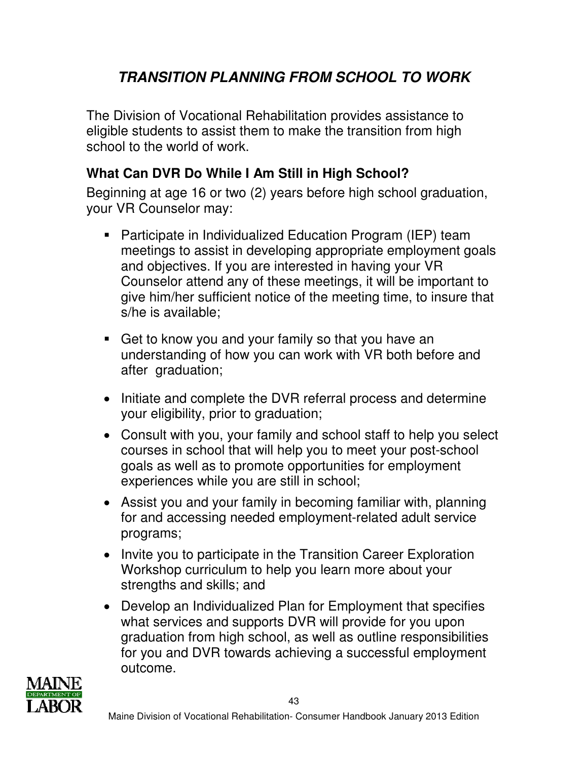# ***TRANSITION PLANNING FROM SCHOOL TO WORK***

The Division of Vocational Rehabilitation provides assistance to eligible students to assist them to make the transition from high school to the world of work.

## What Can DVR Do While I Am Still in High School?

Beginning at age 16 or two (2) years before high school graduation, your VR Counselor may:

- Participate in Individualized Education Program (IEP) team meetings to assist in developing appropriate employment goals and objectives. If you are interested in having your VR Counselor attend any of these meetings, it will be important to give him/her sufficient notice of the meeting time, to insure that s/he is available;
- Get to know you and your family so that you have an understanding of how you can work with VR both before and after graduation;
- Initiate and complete the DVR referral process and determine your eligibility, prior to graduation;
- Consult with you, your family and school staff to help you select courses in school that will help you to meet your post-school goals as well as to promote opportunities for employment experiences while you are still in school;
- Assist you and your family in becoming familiar with, planning for and accessing needed employment-related adult service programs;
- Invite you to participate in the Transition Career Exploration Workshop curriculum to help you learn more about your strengths and skills; and
- Develop an Individualized Plan for Employment that specifies what services and supports DVR will provide for you upon graduation from high school, as well as outline responsibilities for you and DVR towards achieving a successful employment outcome.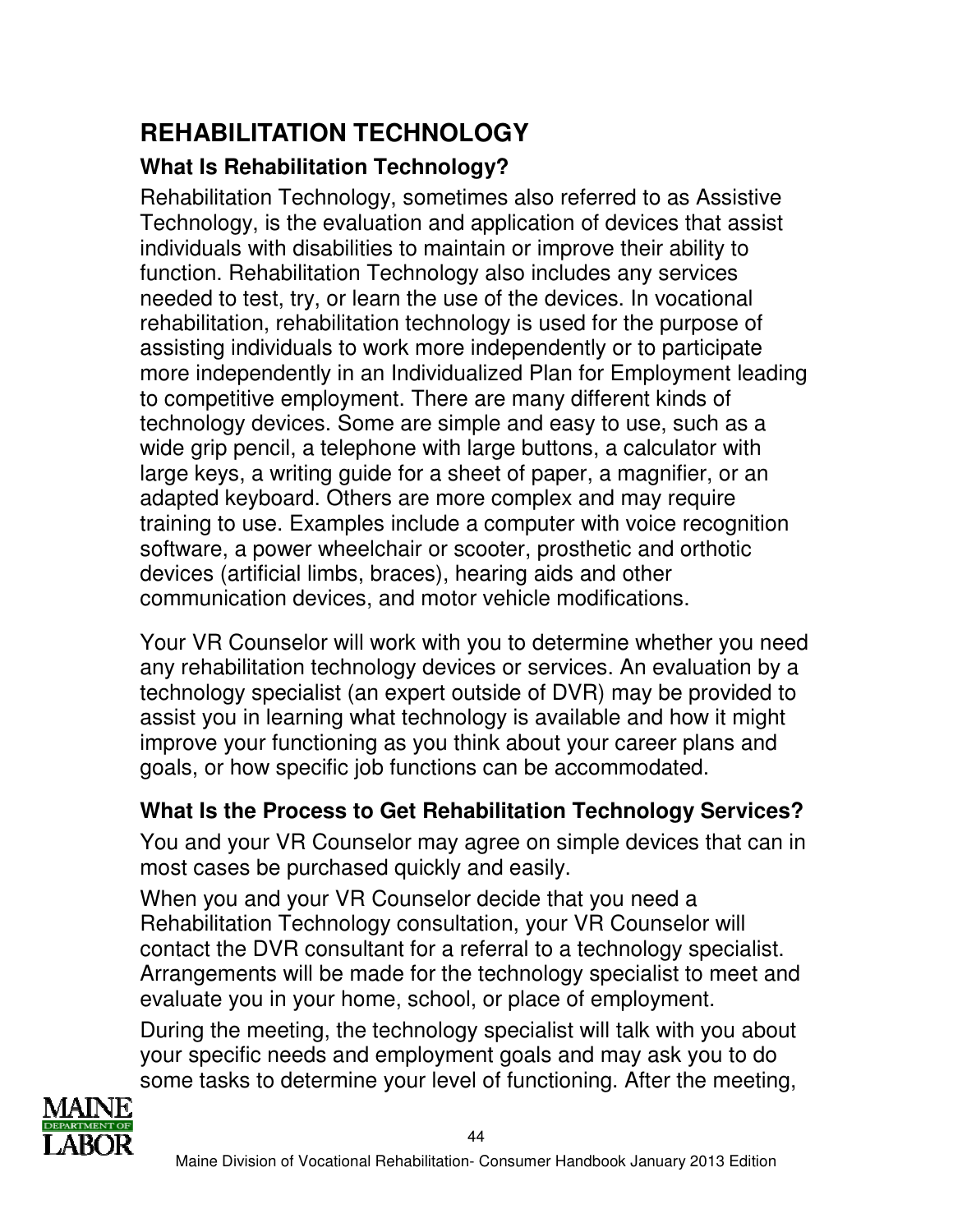## REHABILITATION TECHNOLOGY

### What Is Rehabilitation Technology?

Rehabilitation Technology, sometimes also referred to as Assistive Technology, is the evaluation and application of devices that assist individuals with disabilities to maintain or improve their ability to function. Rehabilitation Technology also includes any services needed to test, try, or learn the use of the devices. In vocational rehabilitation, rehabilitation technology is used for the purpose of assisting individuals to work more independently or to participate more independently in an Individualized Plan for Employment leading to competitive employment. There are many different kinds of technology devices. Some are simple and easy to use, such as a wide grip pencil, a telephone with large buttons, a calculator with large keys, a writing guide for a sheet of paper, a magnifier, or an adapted keyboard. Others are more complex and may require training to use. Examples include a computer with voice recognition software, a power wheelchair or scooter, prosthetic and orthotic devices (artificial limbs, braces), hearing aids and other communication devices, and motor vehicle modifications.

Your VR Counselor will work with you to determine whether you need any rehabilitation technology devices or services. An evaluation by a technology specialist (an expert outside of DVR) may be provided to assist you in learning what technology is available and how it might improve your functioning as you think about your career plans and goals, or how specific job functions can be accommodated.

### What Is the Process to Get Rehabilitation Technology Services?

You and your VR Counselor may agree on simple devices that can in most cases be purchased quickly and easily.

When you and your VR Counselor decide that you need a Rehabilitation Technology consultation, your VR Counselor will contact the DVR consultant for a referral to a technology specialist. Arrangements will be made for the technology specialist to meet and evaluate you in your home, school, or place of employment.

During the meeting, the technology specialist will talk with you about your specific needs and employment goals and may ask you to do some tasks to determine your level of functioning. After the meeting,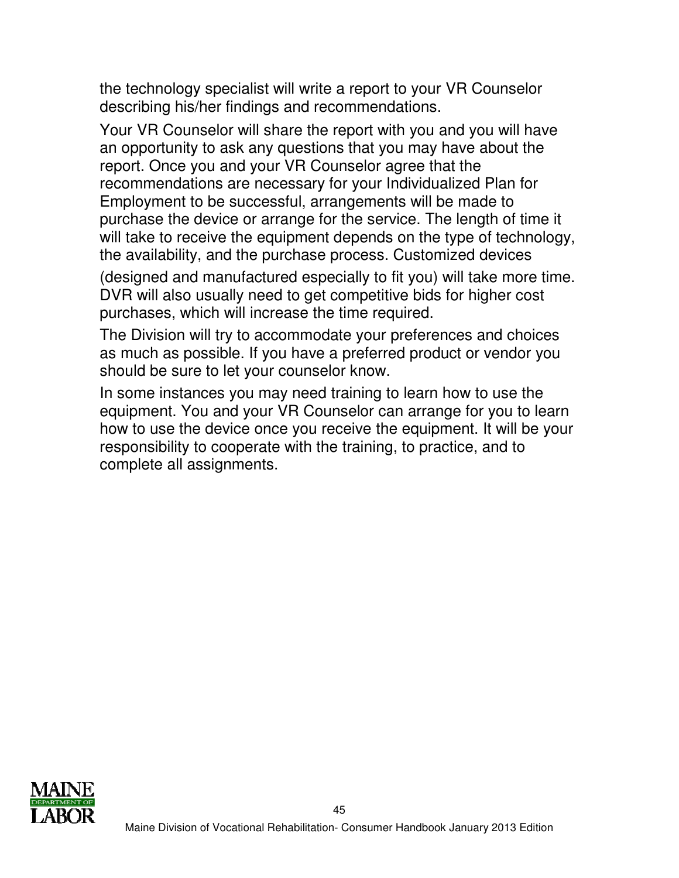the technology specialist will write a report to your VR Counselor describing his/her findings and recommendations.

Your VR Counselor will share the report with you and you will have an opportunity to ask any questions that you may have about the report. Once you and your VR Counselor agree that the recommendations are necessary for your Individualized Plan for Employment to be successful, arrangements will be made to purchase the device or arrange for the service. The length of time it will take to receive the equipment depends on the type of technology, the availability, and the purchase process. Customized devices (designed and manufactured especially to fit you) will take more time. DVR will also usually need to get competitive bids for higher cost purchases, which will increase the time required.

The Division will try to accommodate your preferences and choices as much as possible. If you have a preferred product or vendor you should be sure to let your counselor know.

In some instances you may need training to learn how to use the equipment. You and your VR Counselor can arrange for you to learn how to use the device once you receive the equipment. It will be your responsibility to cooperate with the training, to practice, and to complete all assignments.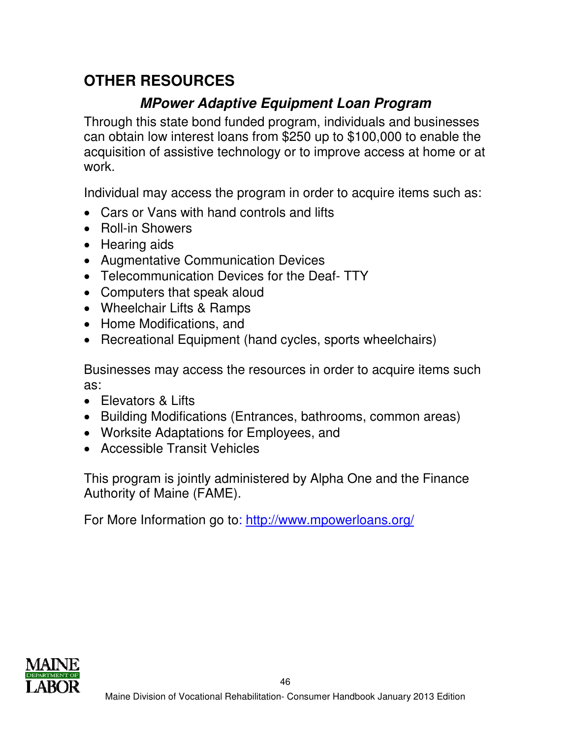## OTHER RESOURCES

### *MPower Adaptive Equipment Loan Program*

Through this state bond funded program, individuals and businesses can obtain low interest loans from $250 up to $100,000 to enable the acquisition of assistive technology or to improve access at home or at work.

Individual may access the program in order to acquire items such as:

- Cars or Vans with hand controls and lifts
- Roll-in Showers
- Hearing aids
- Augmentative Communication Devices
- Telecommunication Devices for the Deaf- TTY
- Computers that speak aloud
- Wheelchair Lifts & Ramps
- Home Modifications, and
- Recreational Equipment (hand cycles, sports wheelchairs)

Businesses may access the resources in order to acquire items such as:

- Elevators & Lifts
- Building Modifications (Entrances, bathrooms, common areas)
- Worksite Adaptations for Employees, and
- Accessible Transit Vehicles

This program is jointly administered by Alpha One and the Finance Authority of Maine (FAME).

For More Information go to: http://www.mpowerloans.org/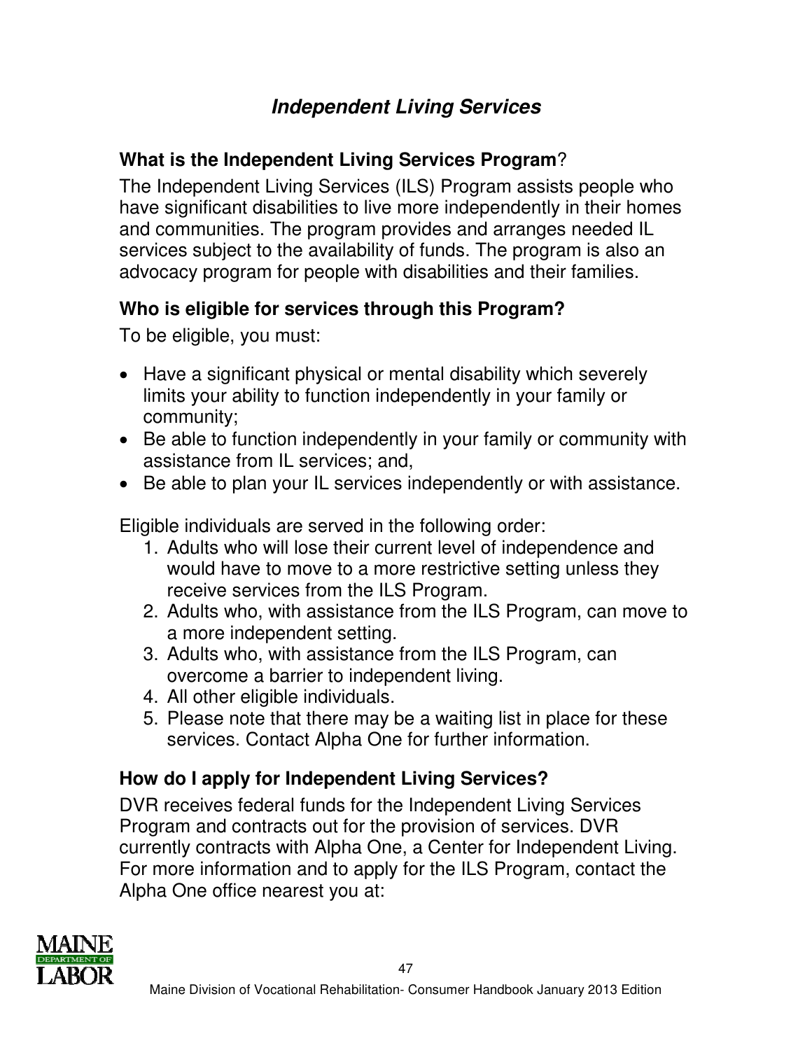# *Independent Living Services*

## What is the Independent Living Services Program?

The Independent Living Services (ILS) Program assists people who have significant disabilities to live more independently in their homes and communities. The program provides and arranges needed IL services subject to the availability of funds. The program is also an advocacy program for people with disabilities and their families.

## Who is eligible for services through this Program?

To be eligible, you must:

- Have a significant physical or mental disability which severely limits your ability to function independently in your family or community;
- Be able to function independently in your family or community with assistance from IL services; and,
- Be able to plan your IL services independently or with assistance.

Eligible individuals are served in the following order:

1. Adults who will lose their current level of independence and would have to move to a more restrictive setting unless they receive services from the ILS Program.
2. Adults who, with assistance from the ILS Program, can move to a more independent setting.
3. Adults who, with assistance from the ILS Program, can overcome a barrier to independent living.
4. All other eligible individuals.
5. Please note that there may be a waiting list in place for these services. Contact Alpha One for further information.

## How do I apply for Independent Living Services?

DVR receives federal funds for the Independent Living Services Program and contracts out for the provision of services. DVR currently contracts with Alpha One, a Center for Independent Living. For more information and to apply for the ILS Program, contact the Alpha One office nearest you at: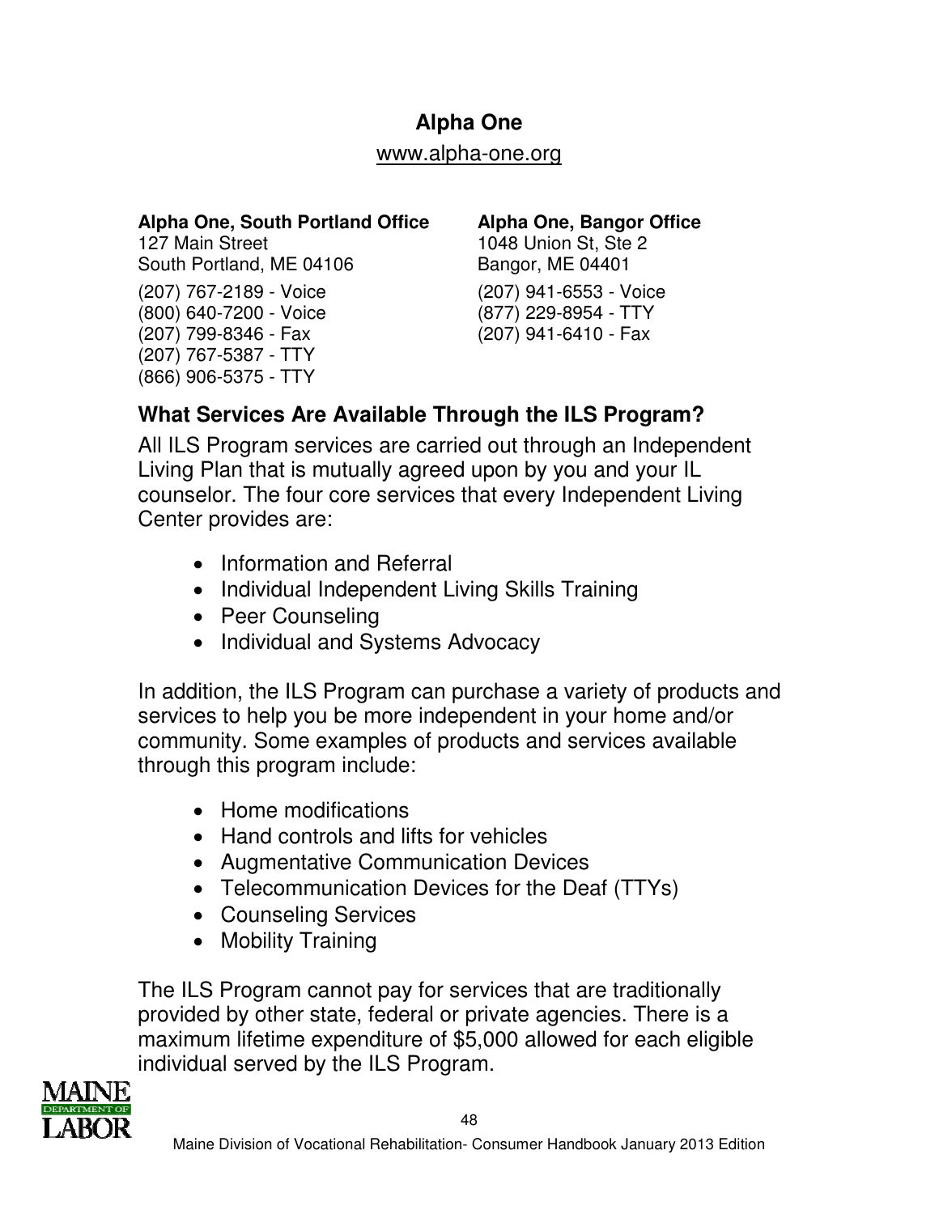## Alpha One

www.alpha-one.org

**Alpha One, South Portland Office**
127 Main Street
South Portland, ME 04106

(207) 767-2189 - Voice
(800) 640-7200 - Voice
(207) 799-8346 - Fax
(207) 767-5387 - TTY
(866) 906-5375 - TTY

**Alpha One, Bangor Office**
1048 Union St, Ste 2
Bangor, ME 04401

(207) 941-6553 - Voice
(877) 229-8954 - TTY
(207) 941-6410 - Fax

### What Services Are Available Through the ILS Program?

All ILS Program services are carried out through an Independent Living Plan that is mutually agreed upon by you and your IL counselor. The four core services that every Independent Living Center provides are:

- Information and Referral
- Individual Independent Living Skills Training
- Peer Counseling
- Individual and Systems Advocacy

In addition, the ILS Program can purchase a variety of products and services to help you be more independent in your home and/or community. Some examples of products and services available through this program include:

- Home modifications
- Hand controls and lifts for vehicles
- Augmentative Communication Devices
- Telecommunication Devices for the Deaf (TTYs)
- Counseling Services
- Mobility Training

The ILS Program cannot pay for services that are traditionally provided by other state, federal or private agencies. There is a maximum lifetime expenditure of $5,000 allowed for each eligible individual served by the ILS Program.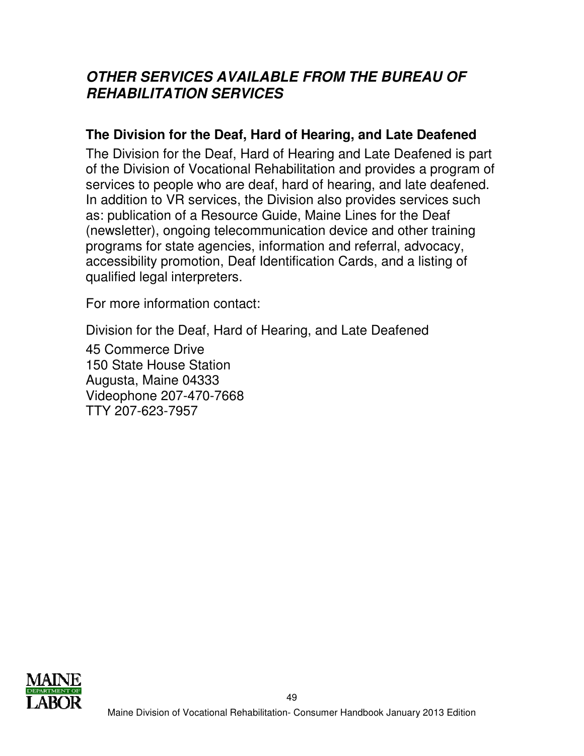## ***OTHER SERVICES AVAILABLE FROM THE BUREAU OF REHABILITATION SERVICES***

### The Division for the Deaf, Hard of Hearing, and Late Deafened

The Division for the Deaf, Hard of Hearing and Late Deafened is part of the Division of Vocational Rehabilitation and provides a program of services to people who are deaf, hard of hearing, and late deafened. In addition to VR services, the Division also provides services such as: publication of a Resource Guide, Maine Lines for the Deaf (newsletter), ongoing telecommunication device and other training programs for state agencies, information and referral, advocacy, accessibility promotion, Deaf Identification Cards, and a listing of qualified legal interpreters.

For more information contact:

Division for the Deaf, Hard of Hearing, and Late Deafened

45 Commerce Drive
150 State House Station
Augusta, Maine 04333
Videophone 207-470-7668
TTY 207-623-7957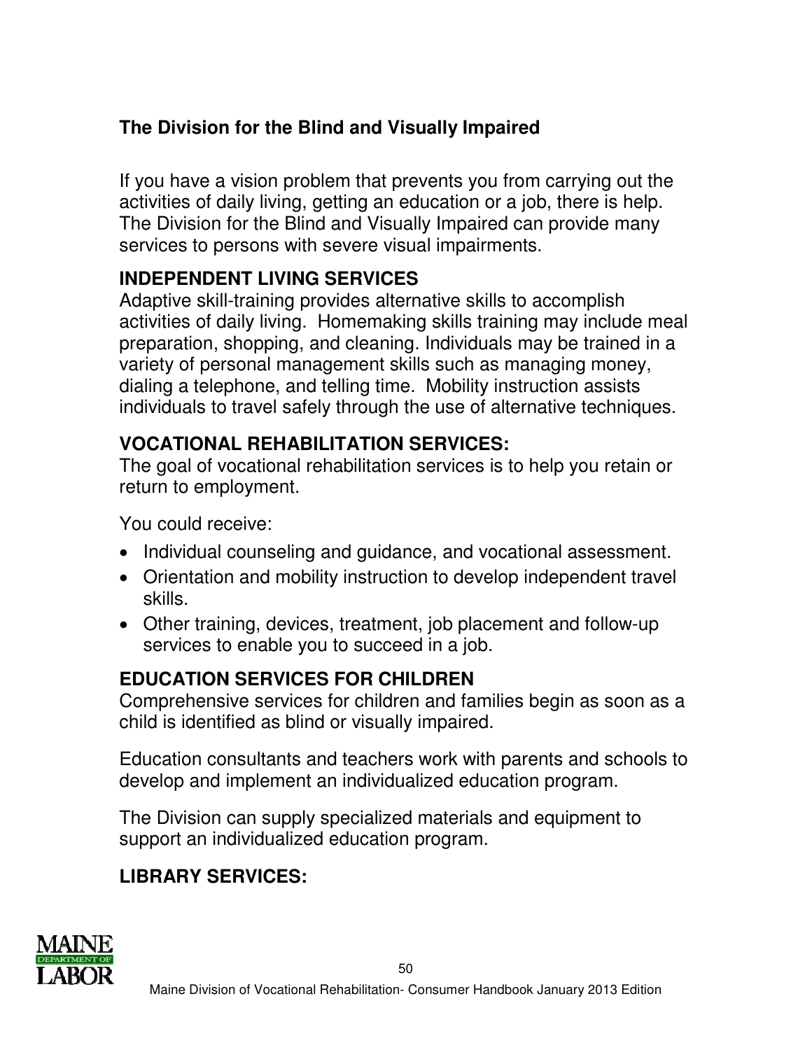## The Division for the Blind and Visually Impaired

If you have a vision problem that prevents you from carrying out the activities of daily living, getting an education or a job, there is help. The Division for the Blind and Visually Impaired can provide many services to persons with severe visual impairments.

### INDEPENDENT LIVING SERVICES

Adaptive skill-training provides alternative skills to accomplish activities of daily living. Homemaking skills training may include meal preparation, shopping, and cleaning. Individuals may be trained in a variety of personal management skills such as managing money, dialing a telephone, and telling time. Mobility instruction assists individuals to travel safely through the use of alternative techniques.

### VOCATIONAL REHABILITATION SERVICES:

The goal of vocational rehabilitation services is to help you retain or return to employment.

You could receive:

- Individual counseling and guidance, and vocational assessment.
- Orientation and mobility instruction to develop independent travel skills.
- Other training, devices, treatment, job placement and follow-up services to enable you to succeed in a job.

### EDUCATION SERVICES FOR CHILDREN

Comprehensive services for children and families begin as soon as a child is identified as blind or visually impaired.

Education consultants and teachers work with parents and schools to develop and implement an individualized education program.

The Division can supply specialized materials and equipment to support an individualized education program.

### LIBRARY SERVICES: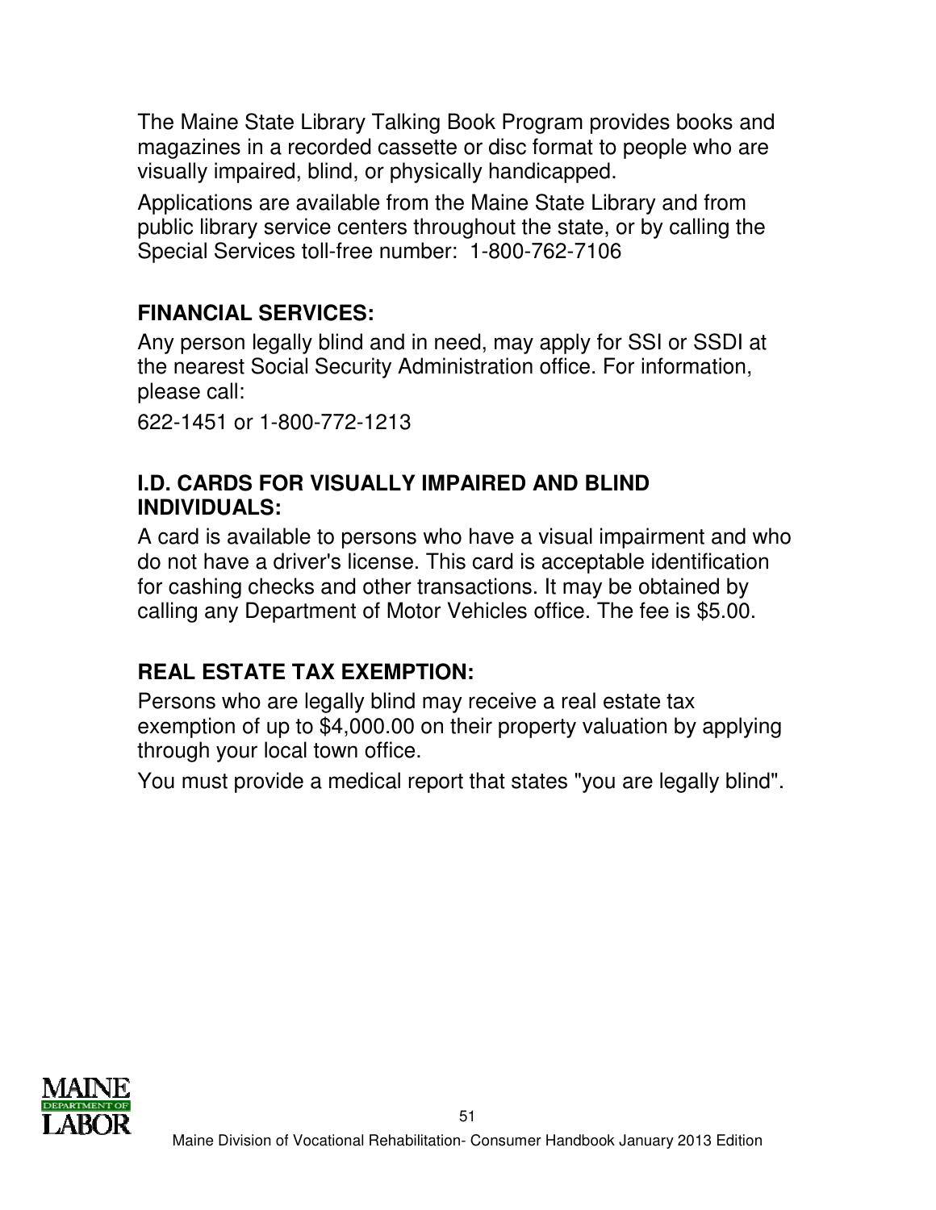The Maine State Library Talking Book Program provides books and magazines in a recorded cassette or disc format to people who are visually impaired, blind, or physically handicapped.

Applications are available from the Maine State Library and from public library service centers throughout the state, or by calling the Special Services toll-free number: 1-800-762-7106

## FINANCIAL SERVICES:

Any person legally blind and in need, may apply for SSI or SSDI at the nearest Social Security Administration office. For information, please call:

622-1451 or 1-800-772-1213

## I.D. CARDS FOR VISUALLY IMPAIRED AND BLIND INDIVIDUALS:

A card is available to persons who have a visual impairment and who do not have a driver's license. This card is acceptable identification for cashing checks and other transactions. It may be obtained by calling any Department of Motor Vehicles office. The fee is $5.00.

## REAL ESTATE TAX EXEMPTION:

Persons who are legally blind may receive a real estate tax exemption of up to $4,000.00 on their property valuation by applying through your local town office.

You must provide a medical report that states "you are legally blind".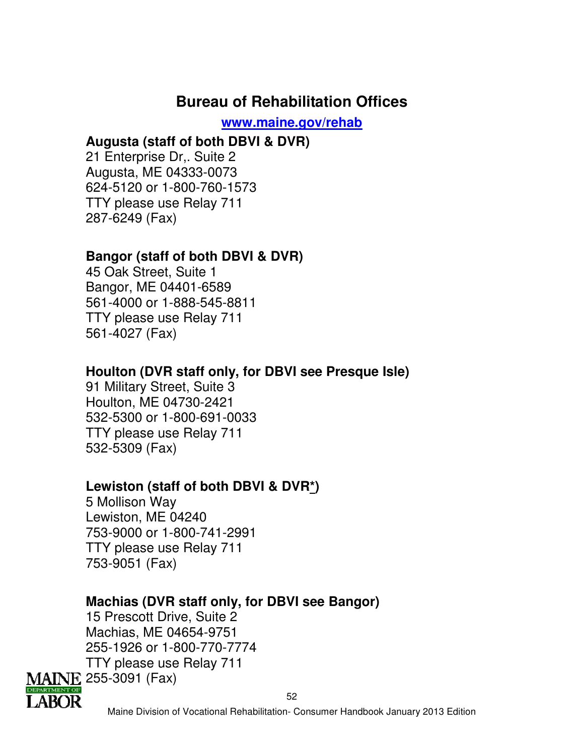# Bureau of Rehabilitation Offices

**[www.maine.gov/rehab](http://www.maine.gov/rehab)**

**Augusta (staff of both DBVI & DVR)**
21 Enterprise Dr,. Suite 2
Augusta, ME 04333-0073
624-5120 or 1-800-760-1573
TTY please use Relay 711
287-6249 (Fax)

**Bangor (staff of both DBVI & DVR)**
45 Oak Street, Suite 1
Bangor, ME 04401-6589
561-4000 or 1-888-545-8811
TTY please use Relay 711
561-4027 (Fax)

**Houlton (DVR staff only, for DBVI see Presque Isle)**
91 Military Street, Suite 3
Houlton, ME 04730-2421
532-5300 or 1-800-691-0033
TTY please use Relay 711
532-5309 (Fax)

**Lewiston (staff of both DBVI & DVR*)**
5 Mollison Way
Lewiston, ME 04240
753-9000 or 1-800-741-2991
TTY please use Relay 711
753-9051 (Fax)

**Machias (DVR staff only, for DBVI see Bangor)**
15 Prescott Drive, Suite 2
Machias, ME 04654-9751
255-1926 or 1-800-770-7774
TTY please use Relay 711
255-3091 (Fax)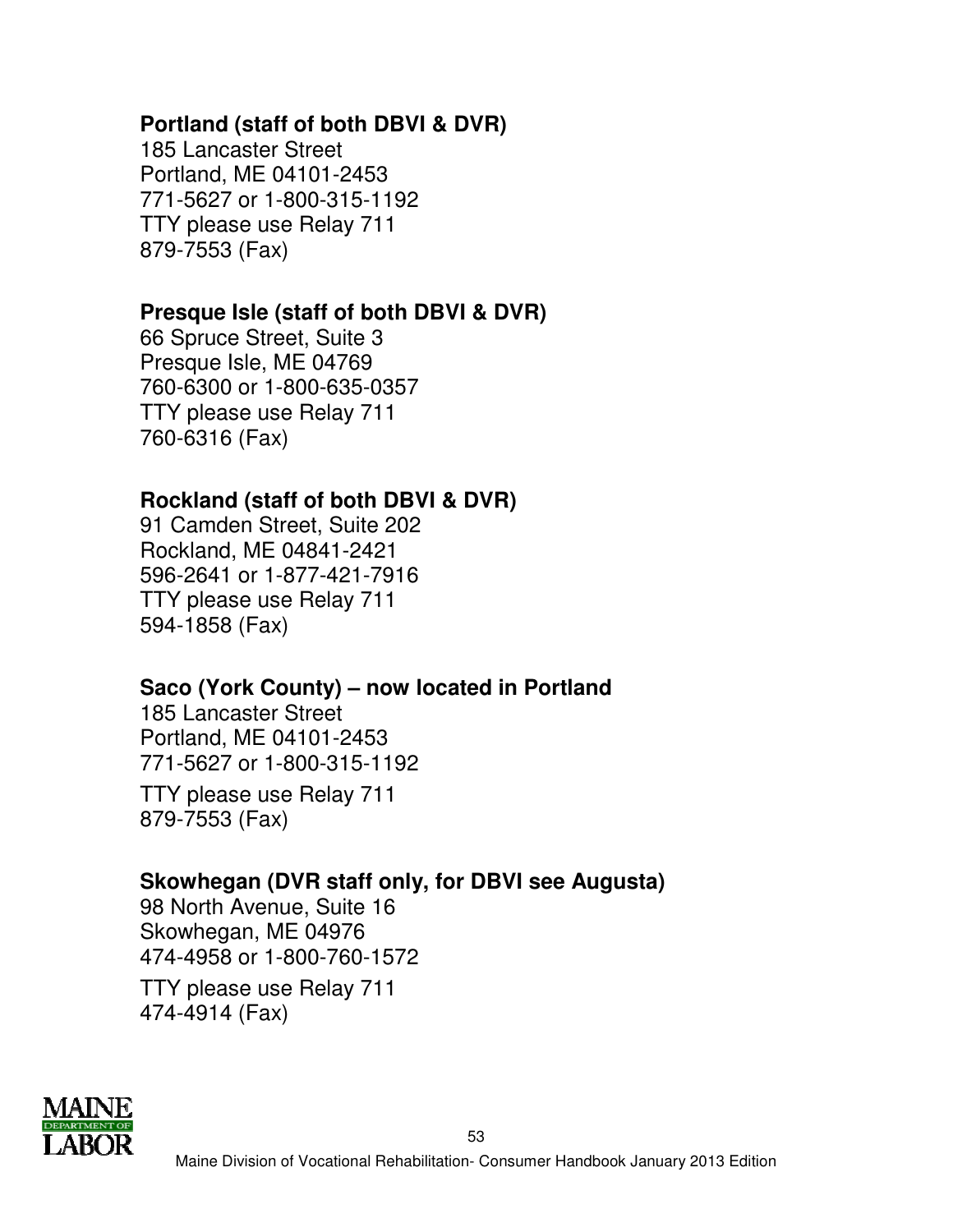**Portland (staff of both DBVI & DVR)**
185 Lancaster Street
Portland, ME 04101-2453
771-5627 or 1-800-315-1192
TTY please use Relay 711
879-7553 (Fax)

**Presque Isle (staff of both DBVI & DVR)**
66 Spruce Street, Suite 3
Presque Isle, ME 04769
760-6300 or 1-800-635-0357
TTY please use Relay 711
760-6316 (Fax)

**Rockland (staff of both DBVI & DVR)**
91 Camden Street, Suite 202
Rockland, ME 04841-2421
596-2641 or 1-877-421-7916
TTY please use Relay 711
594-1858 (Fax)

**Saco (York County) – now located in Portland**
185 Lancaster Street
Portland, ME 04101-2453
771-5627 or 1-800-315-1192
TTY please use Relay 711
879-7553 (Fax)

**Skowhegan (DVR staff only, for DBVI see Augusta)**
98 North Avenue, Suite 16
Skowhegan, ME 04976
474-4958 or 1-800-760-1572
TTY please use Relay 711
474-4914 (Fax)